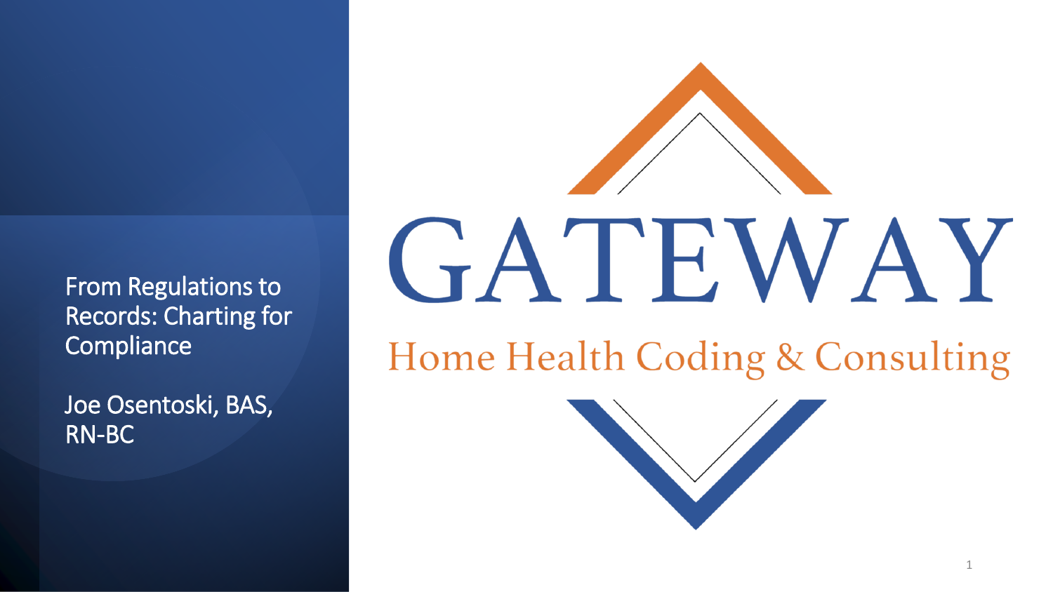# From Regulations to Records: Charting for Compliance

Joe Osentoski, BAS, RN-BC

GATEWAY

Home Health Coding & Consulting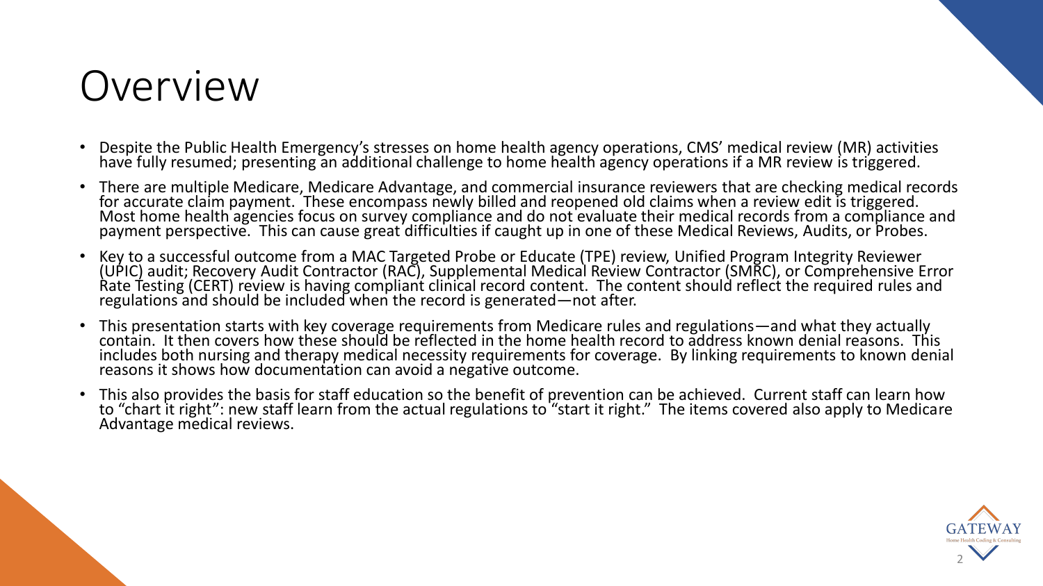# Overview

- Despite the Public Health Emergency's stresses on home health agency operations, CMS' medical review (MR) activities have fully resumed; presenting an additional challenge to home health agency operations if a MR review is triggered.
- There are multiple Medicare, Medicare Advantage, and commercial insurance reviewers that are checking medical records for accurate claim payment. These encompass newly billed and reopened old claims when a review edit is triggered. Most home health agencies focus on survey compliance and do not evaluate their medical records from a compliance and payment perspective. This can cause great difficulties if caught up in one of these Medical Reviews, Audits, or Probes.
- Key to a successful outcome from a MAC Targeted Probe or Educate (TPE) review, Unified Program Integrity Reviewer (UPIC) audit; Recovery Audit Contractor (RAC), Supplemental Medical Review Contractor (SMRC), or Comprehensive Error Rate Testing (CERT) review is having compliant clinical record content. The content should reflect the required rules and regulations and should be included when the record is generated—not after.
- This presentation starts with key coverage requirements from Medicare rules and regulations—and what they actually contain. It then covers how these should be reflected in the home health record to address known denial reasons. This includes both nursing and therapy medical necessity requirements for coverage. By linking requirements to known denial reasons it shows how documentation can avoid a negative outcome.
- This also provides the basis for staff education so the benefit of prevention can be achieved. Current staff can learn how to "chart it right": new staff learn from the actual regulations to "start it right." The items covered also apply to Medicare Advantage medical reviews.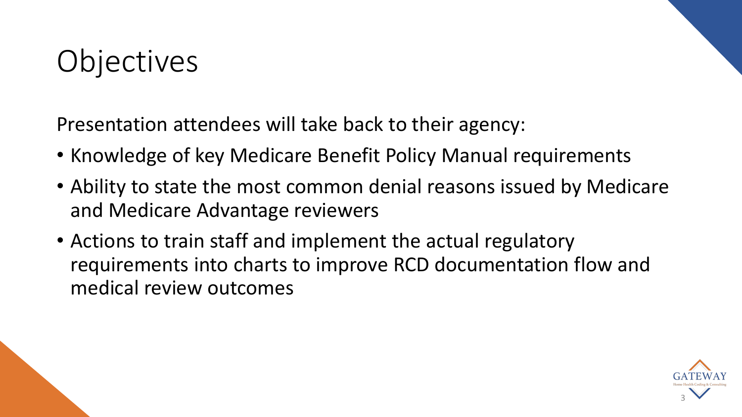# Objectives

Presentation attendees will take back to their agency:

- Knowledge of key Medicare Benefit Policy Manual requirements
- Ability to state the most common denial reasons issued by Medicare and Medicare Advantage reviewers
- Actions to train staff and implement the actual regulatory requirements into charts to improve RCD documentation flow and medical review outcomes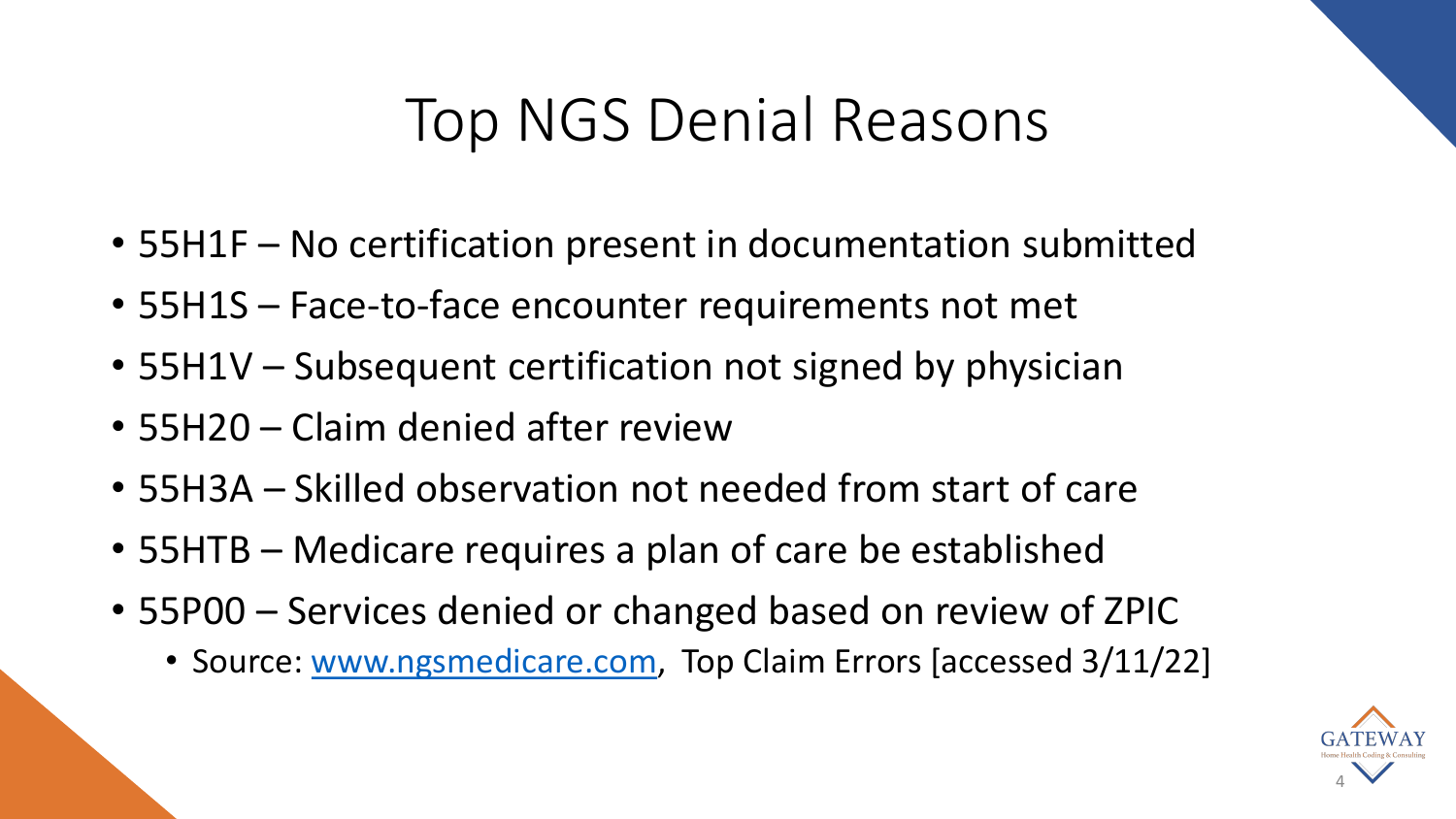# Top NGS Denial Reasons

- 55H1F – No certification present in documentation submitted
- 55H1S – Face-to-face encounter requirements not met
- 55H1V – Subsequent certification not signed by physician
- 55H20 – Claim denied after review
- 55H3A – Skilled observation not needed from start of care
- 55HTB – Medicare requires a plan of care be established
- 55P00 – Services denied or changed based on review of ZPIC
  - Source: [www.ngsmedicare.com](http://www.ngsmedicare.com), Top Claim Errors [accessed 3/11/22]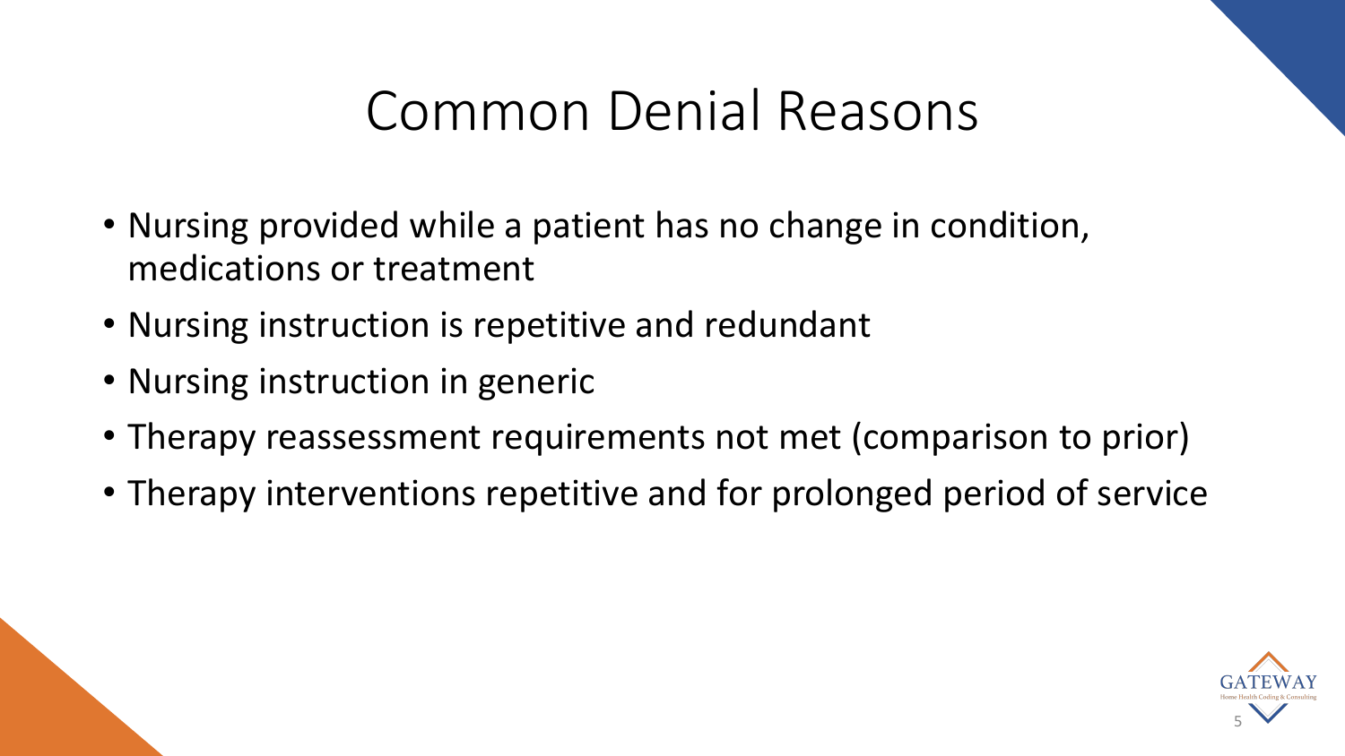# Common Denial Reasons

- Nursing provided while a patient has no change in condition, medications or treatment
- Nursing instruction is repetitive and redundant
- Nursing instruction in generic
- Therapy reassessment requirements not met (comparison to prior)
- Therapy interventions repetitive and for prolonged period of service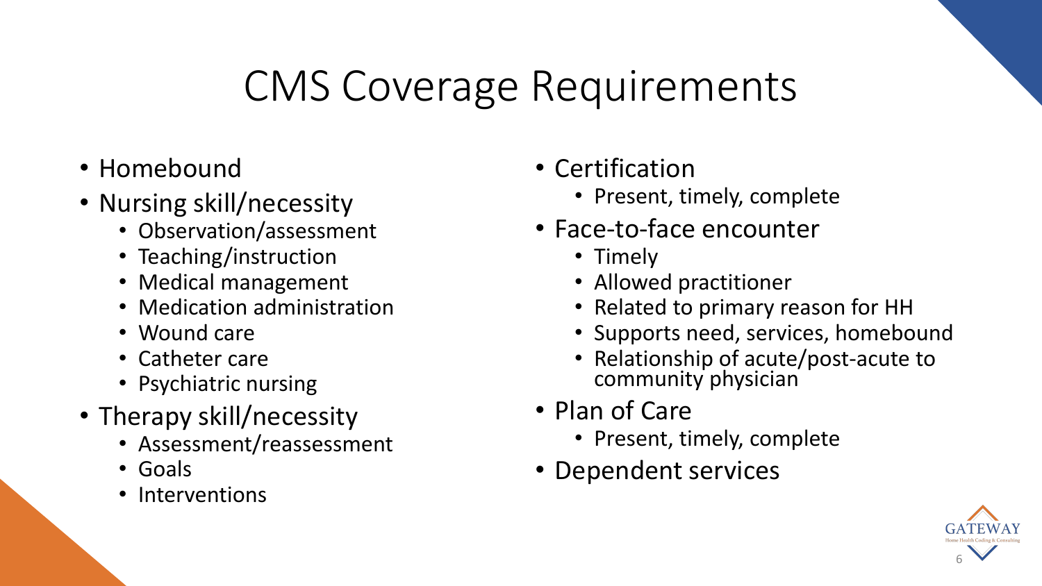# CMS Coverage Requirements

- Homebound
- Nursing skill/necessity
  - Observation/assessment
  - Teaching/instruction
  - Medical management
  - Medication administration
  - Wound care
  - Catheter care
  - Psychiatric nursing
- Therapy skill/necessity
  - Assessment/reassessment
  - Goals
  - Interventions
- Certification
  - Present, timely, complete
- Face-to-face encounter
  - Timely
  - Allowed practitioner
  - Related to primary reason for HH
  - Supports need, services, homebound
  - Relationship of acute/post-acute to community physician
- Plan of Care
  - Present, timely, complete
- Dependent services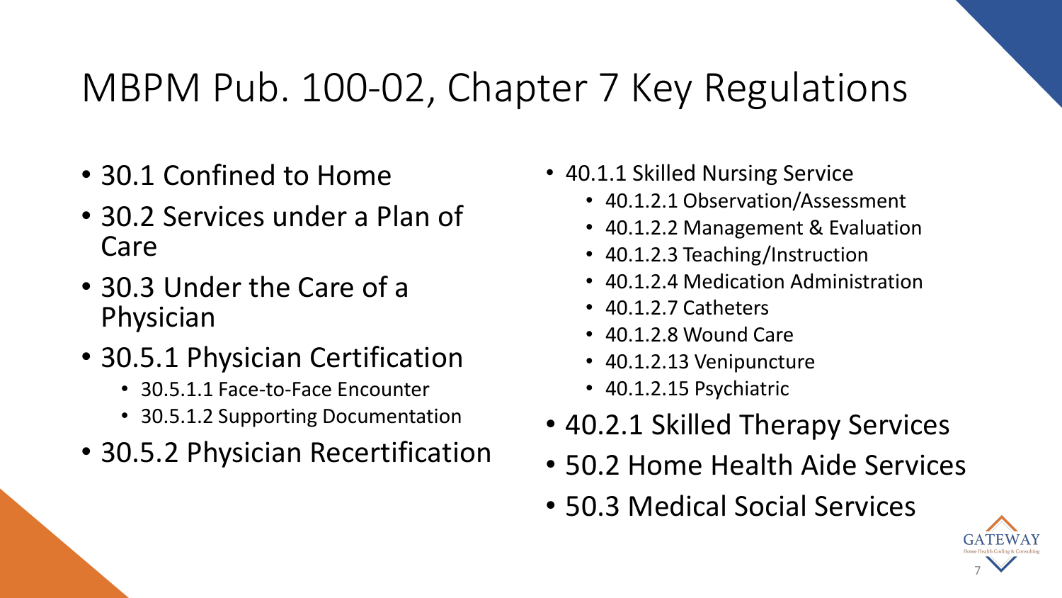# MBPM Pub. 100-02, Chapter 7 Key Regulations

- 30.1 Confined to Home
- 30.2 Services under a Plan of Care
- 30.3 Under the Care of a Physician
- 30.5.1 Physician Certification
  - 30.5.1.1 Face-to-Face Encounter
  - 30.5.1.2 Supporting Documentation
- 30.5.2 Physician Recertification

- 40.1.1 Skilled Nursing Service
  - 40.1.2.1 Observation/Assessment
  - 40.1.2.2 Management & Evaluation
  - 40.1.2.3 Teaching/Instruction
  - 40.1.2.4 Medication Administration
  - 40.1.2.7 Catheters
  - 40.1.2.8 Wound Care
  - 40.1.2.13 Venipuncture
  - 40.1.2.15 Psychiatric
- 40.2.1 Skilled Therapy Services
- 50.2 Home Health Aide Services
- 50.3 Medical Social Services

GATEWAY
Home Health Coding & Consulting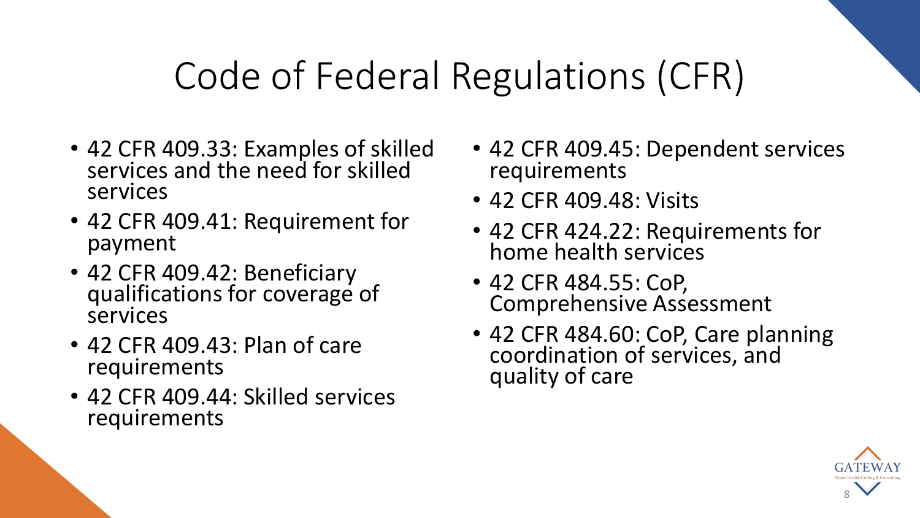# Code of Federal Regulations (CFR)

- 42 CFR 409.33: Examples of skilled services and the need for skilled services
- 42 CFR 409.41: Requirement for payment
- 42 CFR 409.42: Beneficiary qualifications for coverage of services
- 42 CFR 409.43: Plan of care requirements
- 42 CFR 409.44: Skilled services requirements
- 42 CFR 409.45: Dependent services requirements
- 42 CFR 409.48: Visits
- 42 CFR 424.22: Requirements for home health services
- 42 CFR 484.55: CoP, Comprehensive Assessment
- 42 CFR 484.60: CoP, Care planning coordination of services, and quality of care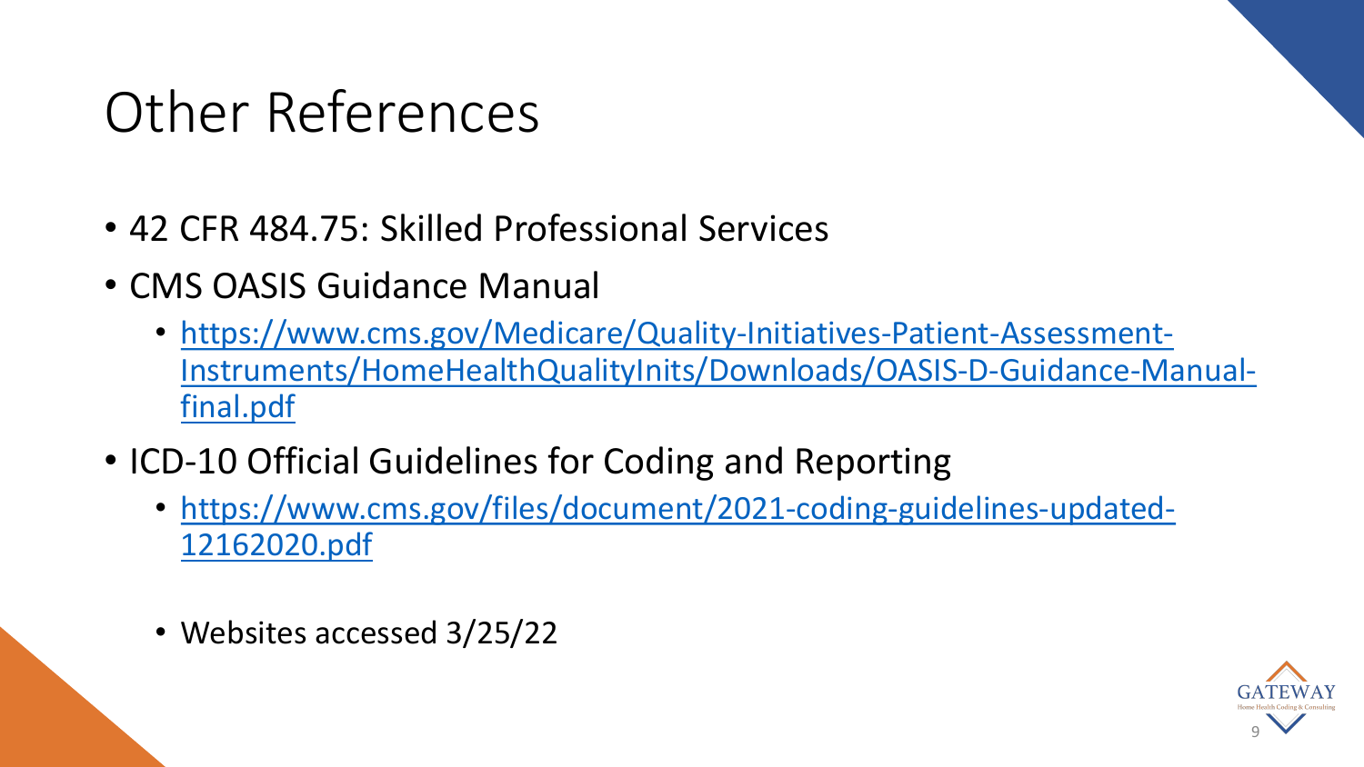# Other References

- 42 CFR 484.75: Skilled Professional Services
- CMS OASIS Guidance Manual
  - [https://www.cms.gov/Medicare/Quality-Initiatives-Patient-Assessment-Instruments/HomeHealthQualityInits/Downloads/OASIS-D-Guidance-Manual-final.pdf](https://www.cms.gov/Medicare/Quality-Initiatives-Patient-Assessment-Instruments/HomeHealthQualityInits/Downloads/OASIS-D-Guidance-Manual-final.pdf)
- ICD-10 Official Guidelines for Coding and Reporting
  - [https://www.cms.gov/files/document/2021-coding-guidelines-updated-12162020.pdf](https://www.cms.gov/files/document/2021-coding-guidelines-updated-12162020.pdf)

  - Websites accessed 3/25/22

GATEWAY
Home Health Coding & Consulting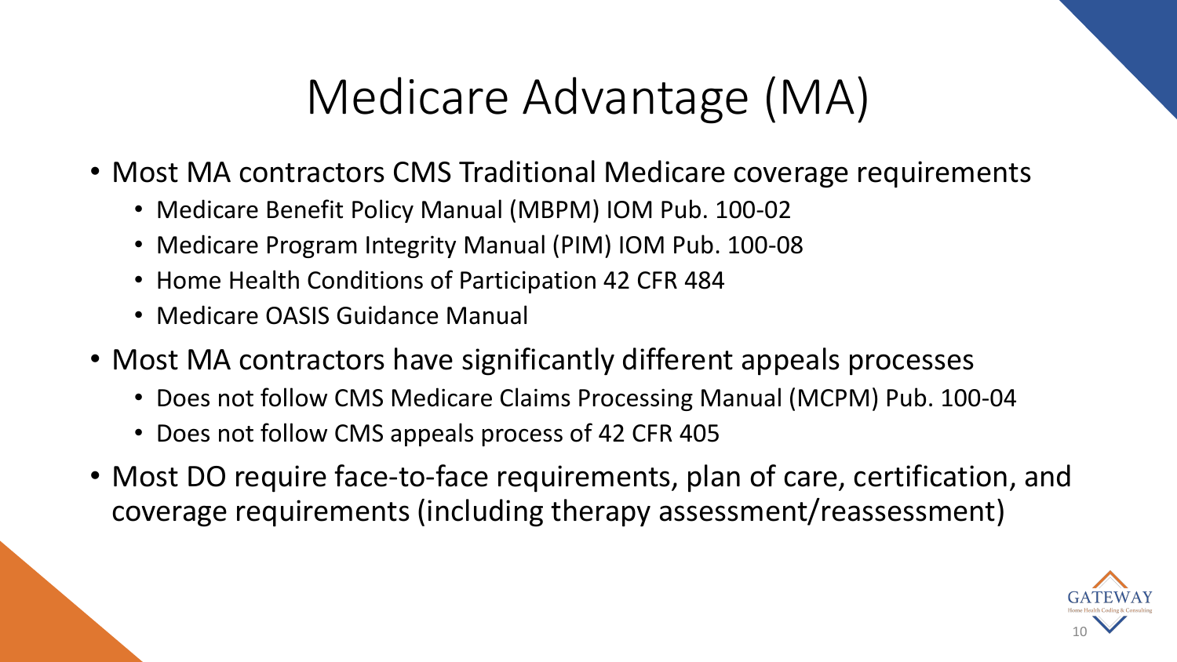# Medicare Advantage (MA)

- Most MA contractors CMS Traditional Medicare coverage requirements
  - Medicare Benefit Policy Manual (MBPM) IOM Pub. 100-02
  - Medicare Program Integrity Manual (PIM) IOM Pub. 100-08
  - Home Health Conditions of Participation 42 CFR 484
  - Medicare OASIS Guidance Manual
- Most MA contractors have significantly different appeals processes
  - Does not follow CMS Medicare Claims Processing Manual (MCPM) Pub. 100-04
  - Does not follow CMS appeals process of 42 CFR 405
- Most DO require face-to-face requirements, plan of care, certification, and coverage requirements (including therapy assessment/reassessment)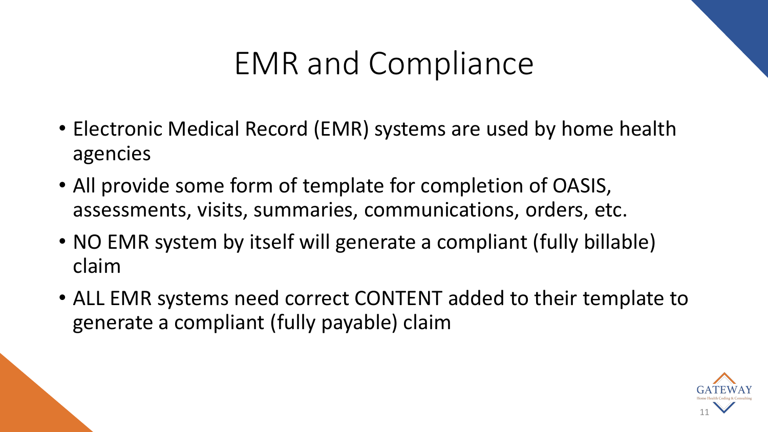# EMR and Compliance

- Electronic Medical Record (EMR) systems are used by home health agencies
- All provide some form of template for completion of OASIS, assessments, visits, summaries, communications, orders, etc.
- NO EMR system by itself will generate a compliant (fully billable) claim
- ALL EMR systems need correct CONTENT added to their template to generate a compliant (fully payable) claim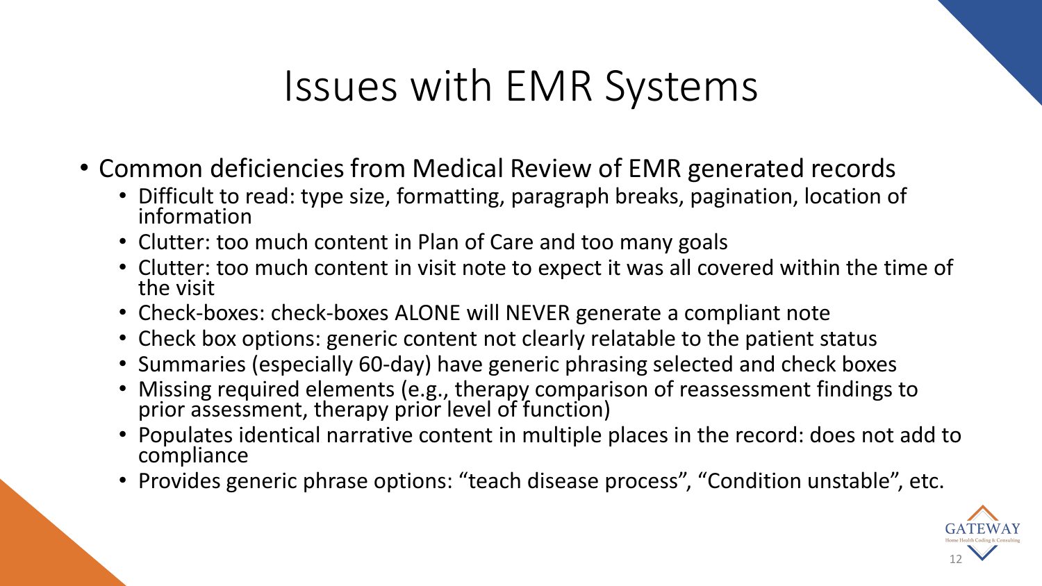# Issues with EMR Systems

- Common deficiencies from Medical Review of EMR generated records
  - Difficult to read: type size, formatting, paragraph breaks, pagination, location of information
  - Clutter: too much content in Plan of Care and too many goals
  - Clutter: too much content in visit note to expect it was all covered within the time of the visit
  - Check-boxes: check-boxes ALONE will NEVER generate a compliant note
  - Check box options: generic content not clearly relatable to the patient status
  - Summaries (especially 60-day) have generic phrasing selected and check boxes
  - Missing required elements (e.g., therapy comparison of reassessment findings to prior assessment, therapy prior level of function)
  - Populates identical narrative content in multiple places in the record: does not add to compliance
  - Provides generic phrase options: "teach disease process", "Condition unstable", etc.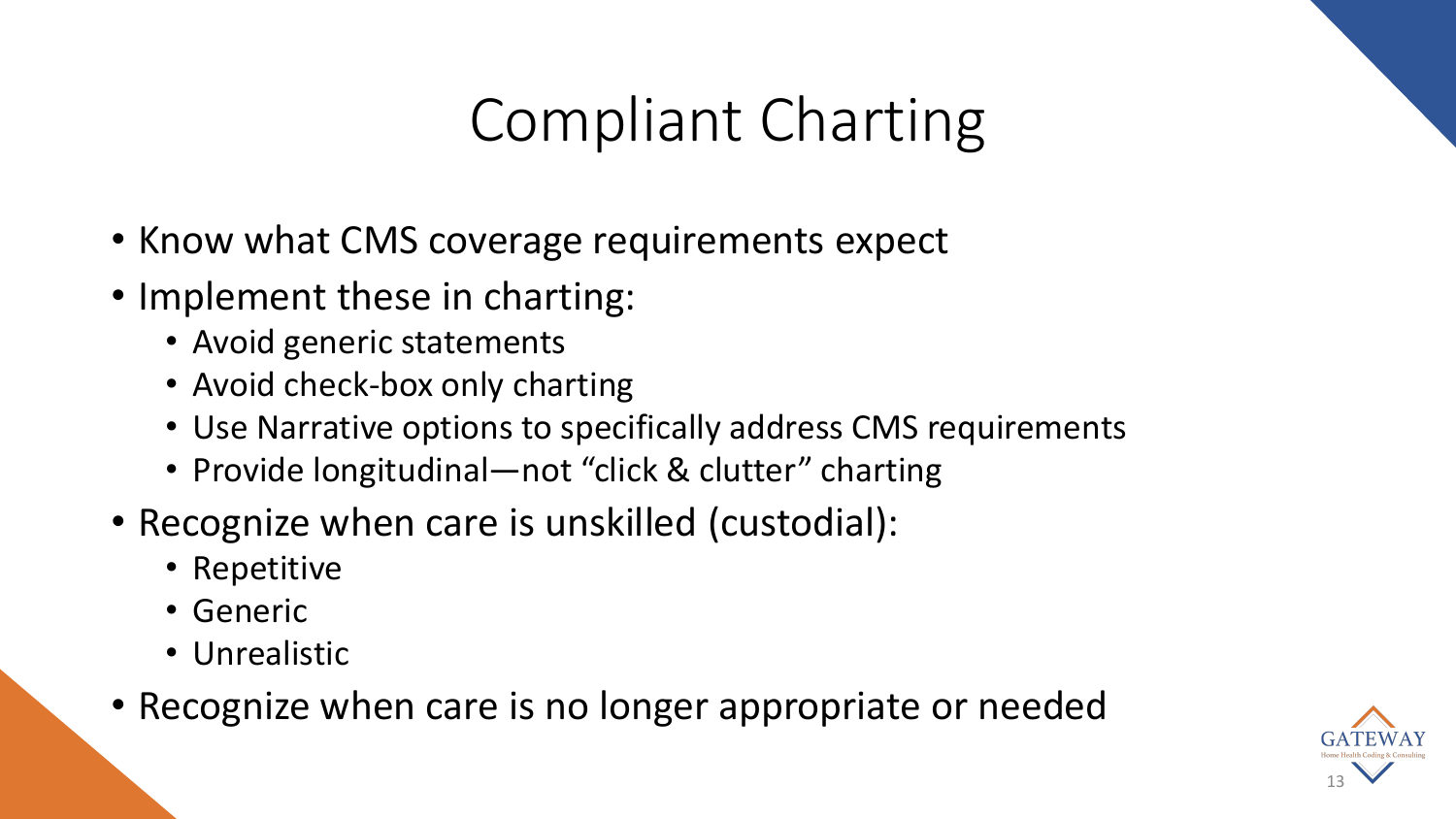# Compliant Charting

- Know what CMS coverage requirements expect
- Implement these in charting:
  - Avoid generic statements
  - Avoid check-box only charting
  - Use Narrative options to specifically address CMS requirements
  - Provide longitudinal—not "click & clutter" charting
- Recognize when care is unskilled (custodial):
  - Repetitive
  - Generic
  - Unrealistic
- Recognize when care is no longer appropriate or needed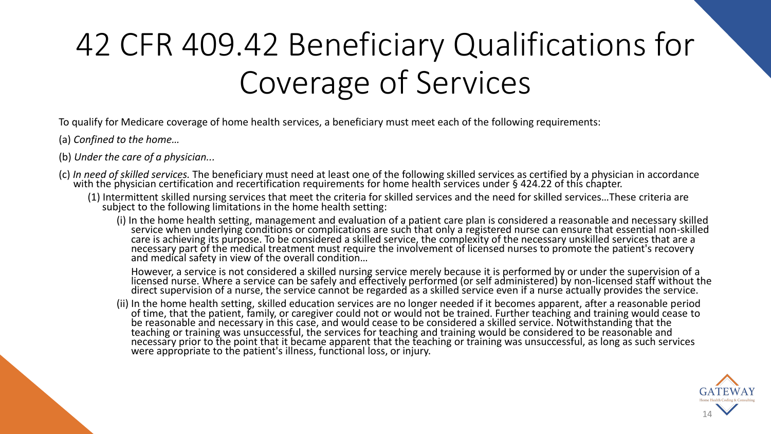# 42 CFR 409.42 Beneficiary Qualifications for Coverage of Services

To qualify for Medicare coverage of home health services, a beneficiary must meet each of the following requirements:

(a) *Confined to the home…*

(b) *Under the care of a physician...*

(c) *In need of skilled services.* The beneficiary must need at least one of the following skilled services as certified by a physician in accordance with the physician certification and recertification requirements for home health services under § 424.22 of this chapter.

(1) Intermittent skilled nursing services that meet the criteria for skilled services and the need for skilled services…These criteria are subject to the following limitations in the home health setting:

(i) In the home health setting, management and evaluation of a patient care plan is considered a reasonable and necessary skilled service when underlying conditions or complications are such that only a registered nurse can ensure that essential non-skilled care is achieving its purpose. To be considered a skilled service, the complexity of the necessary unskilled services that are a necessary part of the medical treatment must require the involvement of licensed nurses to promote the patient's recovery and medical safety in view of the overall condition…

However, a service is not considered a skilled nursing service merely because it is performed by or under the supervision of a licensed nurse. Where a service can be safely and effectively performed (or self administered) by non-licensed staff without the direct supervision of a nurse, the service cannot be regarded as a skilled service even if a nurse actually provides the service.

(ii) In the home health setting, skilled education services are no longer needed if it becomes apparent, after a reasonable period of time, that the patient, family, or caregiver could not or would not be trained. Further teaching and training would cease to be reasonable and necessary in this case, and would cease to be considered a skilled service. Notwithstanding that the teaching or training was unsuccessful, the services for teaching and training would be considered to be reasonable and necessary prior to the point that it became apparent that the teaching or training was unsuccessful, as long as such services were appropriate to the patient's illness, functional loss, or injury.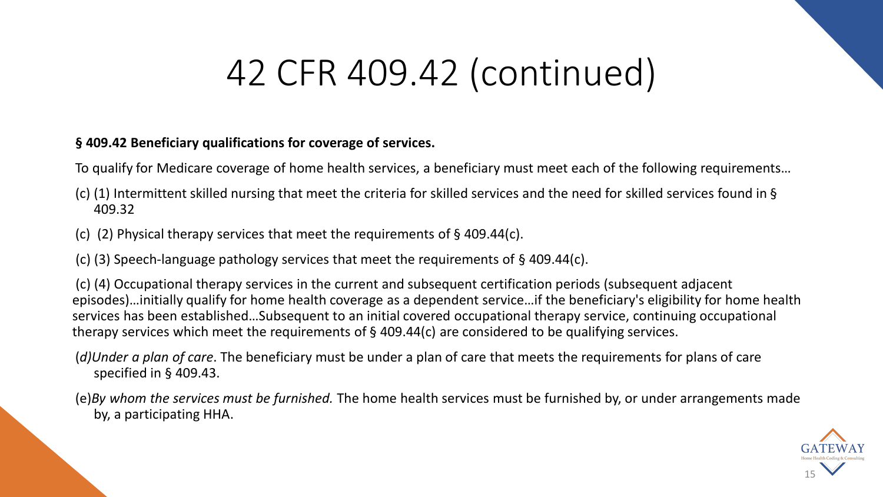# 42 CFR 409.42 (continued)

**§ 409.42 Beneficiary qualifications for coverage of services.**

To qualify for Medicare coverage of home health services, a beneficiary must meet each of the following requirements…

(c) (1) Intermittent skilled nursing that meet the criteria for skilled services and the need for skilled services found in § 409.32

(c) (2) Physical therapy services that meet the requirements of § 409.44(c).

(c) (3) Speech-language pathology services that meet the requirements of § 409.44(c).

(c) (4) Occupational therapy services in the current and subsequent certification periods (subsequent adjacent episodes)…initially qualify for home health coverage as a dependent service…if the beneficiary's eligibility for home health services has been established…Subsequent to an initial covered occupational therapy service, continuing occupational therapy services which meet the requirements of § 409.44(c) are considered to be qualifying services.

(*d)Under a plan of care*. The beneficiary must be under a plan of care that meets the requirements for plans of care specified in § 409.43.

(e)*By whom the services must be furnished.* The home health services must be furnished by, or under arrangements made by, a participating HHA.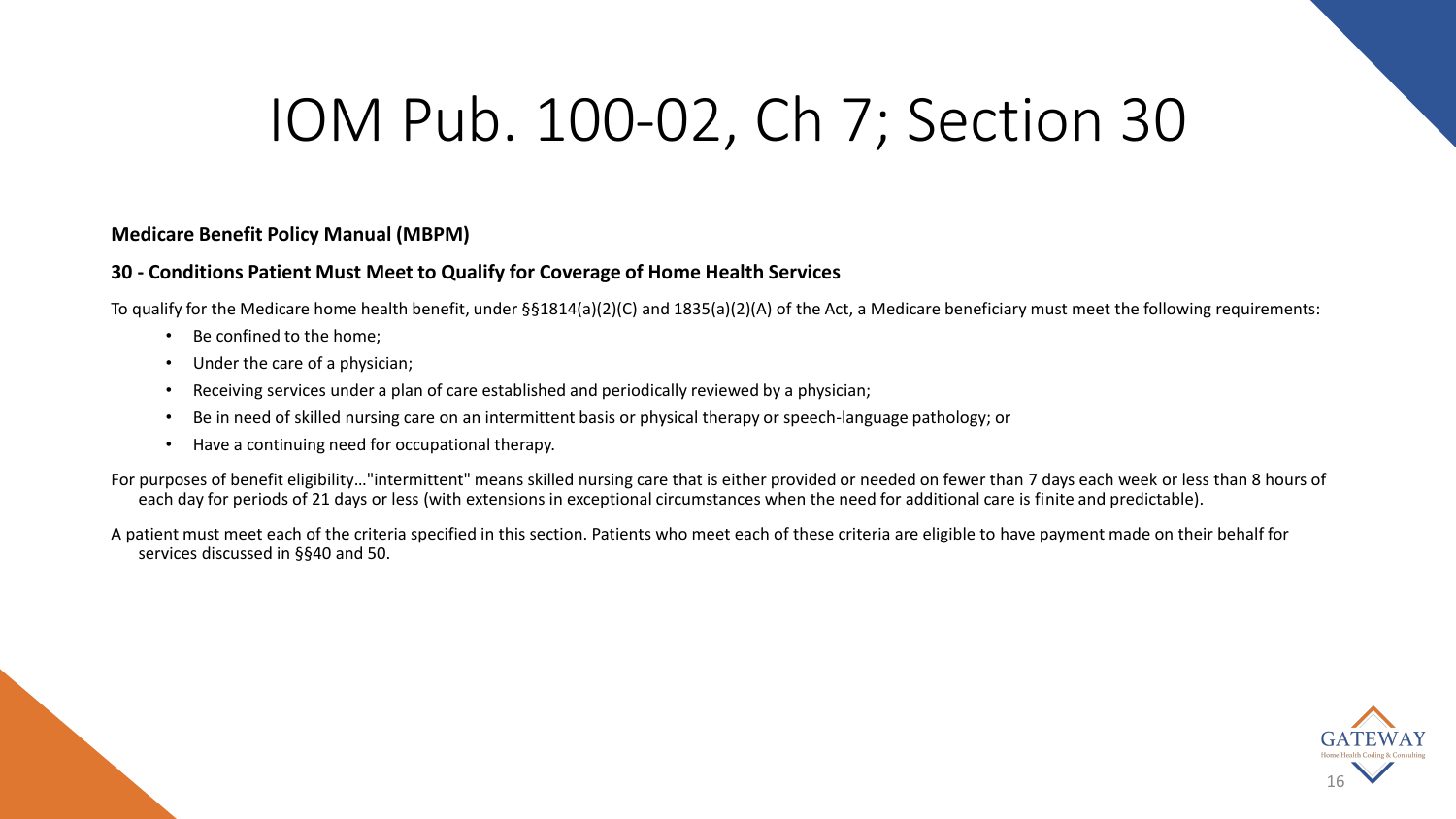# IOM Pub. 100-02, Ch 7; Section 30

**Medicare Benefit Policy Manual (MBPM)**

**30 - Conditions Patient Must Meet to Qualify for Coverage of Home Health Services**

To qualify for the Medicare home health benefit, under §§1814(a)(2)(C) and 1835(a)(2)(A) of the Act, a Medicare beneficiary must meet the following requirements:

- Be confined to the home;
- Under the care of a physician;
- Receiving services under a plan of care established and periodically reviewed by a physician;
- Be in need of skilled nursing care on an intermittent basis or physical therapy or speech-language pathology; or
- Have a continuing need for occupational therapy.

For purposes of benefit eligibility…"intermittent" means skilled nursing care that is either provided or needed on fewer than 7 days each week or less than 8 hours of each day for periods of 21 days or less (with extensions in exceptional circumstances when the need for additional care is finite and predictable).

A patient must meet each of the criteria specified in this section. Patients who meet each of these criteria are eligible to have payment made on their behalf for services discussed in §§40 and 50.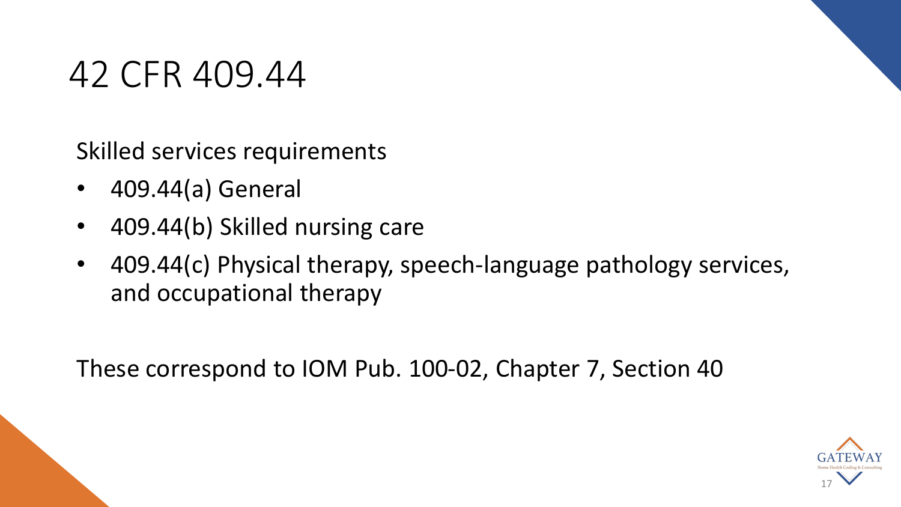# 42 CFR 409.44

Skilled services requirements

- 409.44(a) General
- 409.44(b) Skilled nursing care
- 409.44(c) Physical therapy, speech-language pathology services, and occupational therapy

These correspond to IOM Pub. 100-02, Chapter 7, Section 40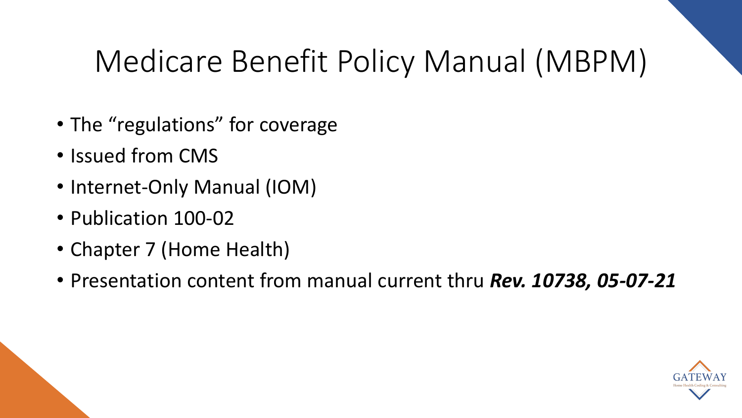# Medicare Benefit Policy Manual (MBPM)

- The "regulations" for coverage
- Issued from CMS
- Internet-Only Manual (IOM)
- Publication 100-02
- Chapter 7 (Home Health)
- Presentation content from manual current thru ***Rev. 10738, 05-07-21***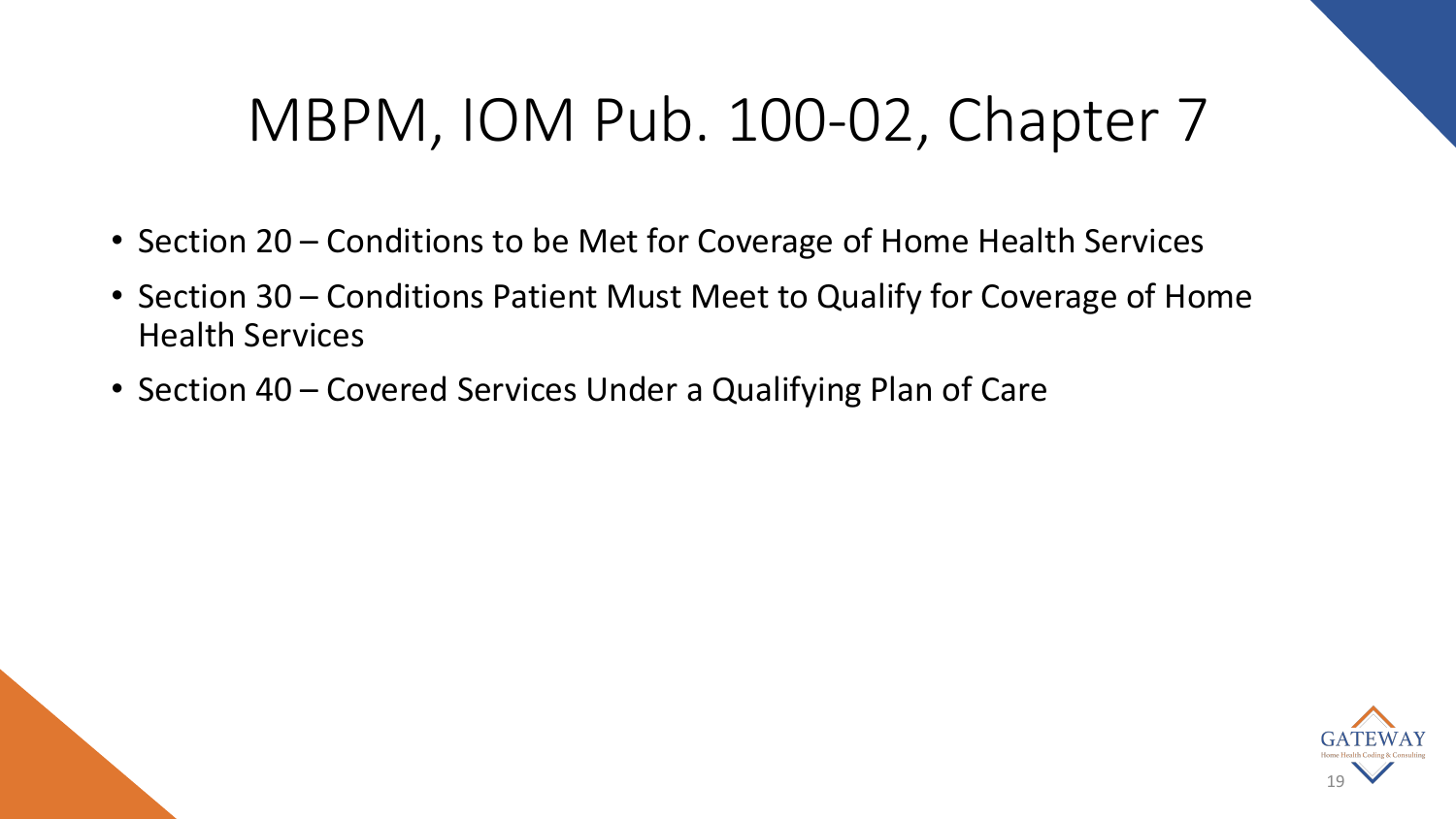# MBPM, IOM Pub. 100-02, Chapter 7

- Section 20 – Conditions to be Met for Coverage of Home Health Services
- Section 30 – Conditions Patient Must Meet to Qualify for Coverage of Home Health Services
- Section 40 – Covered Services Under a Qualifying Plan of Care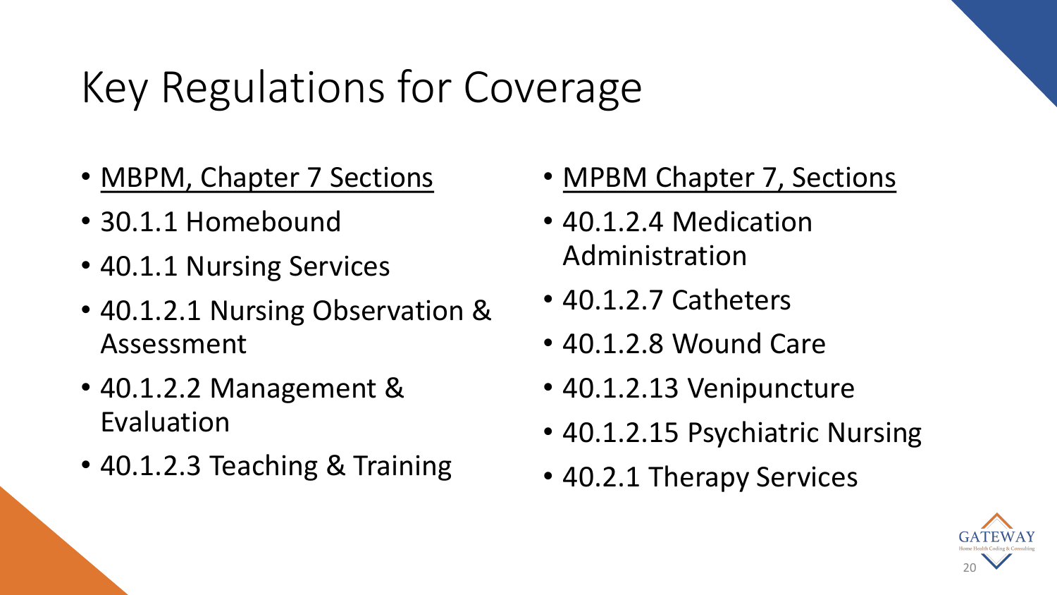# Key Regulations for Coverage

- <u>MBPM, Chapter 7 Sections</u>
- 30.1.1 Homebound
- 40.1.1 Nursing Services
- 40.1.2.1 Nursing Observation & Assessment
- 40.1.2.2 Management & Evaluation
- 40.1.2.3 Teaching & Training

- <u>MPBM Chapter 7, Sections</u>
- 40.1.2.4 Medication Administration
- 40.1.2.7 Catheters
- 40.1.2.8 Wound Care
- 40.1.2.13 Venipuncture
- 40.1.2.15 Psychiatric Nursing
- 40.2.1 Therapy Services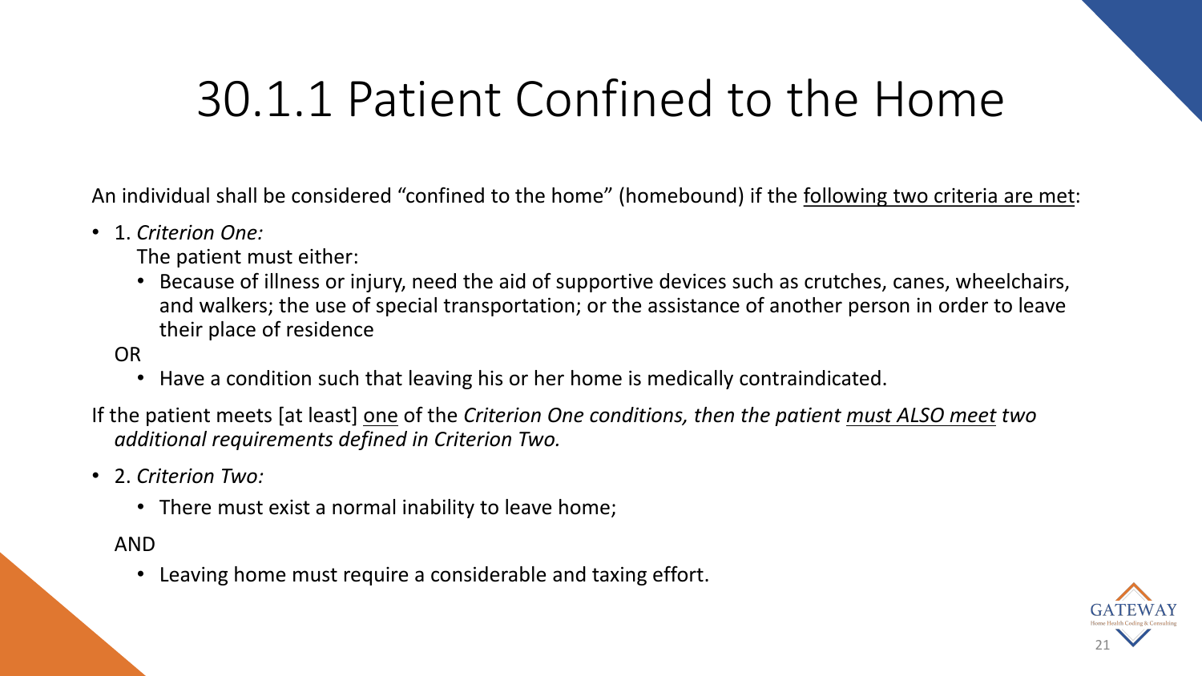# 30.1.1 Patient Confined to the Home

An individual shall be considered "confined to the home" (homebound) if the following two criteria are met:

- 1. *Criterion One:*
  The patient must either:
  - Because of illness or injury, need the aid of supportive devices such as crutches, canes, wheelchairs, and walkers; the use of special transportation; or the assistance of another person in order to leave their place of residence

  OR

  - Have a condition such that leaving his or her home is medically contraindicated.

If the patient meets [at least] one of the *Criterion One conditions, then the patient must ALSO meet two additional requirements defined in Criterion Two.*

- 2. *Criterion Two:*
  - There must exist a normal inability to leave home;

  AND

  - Leaving home must require a considerable and taxing effort.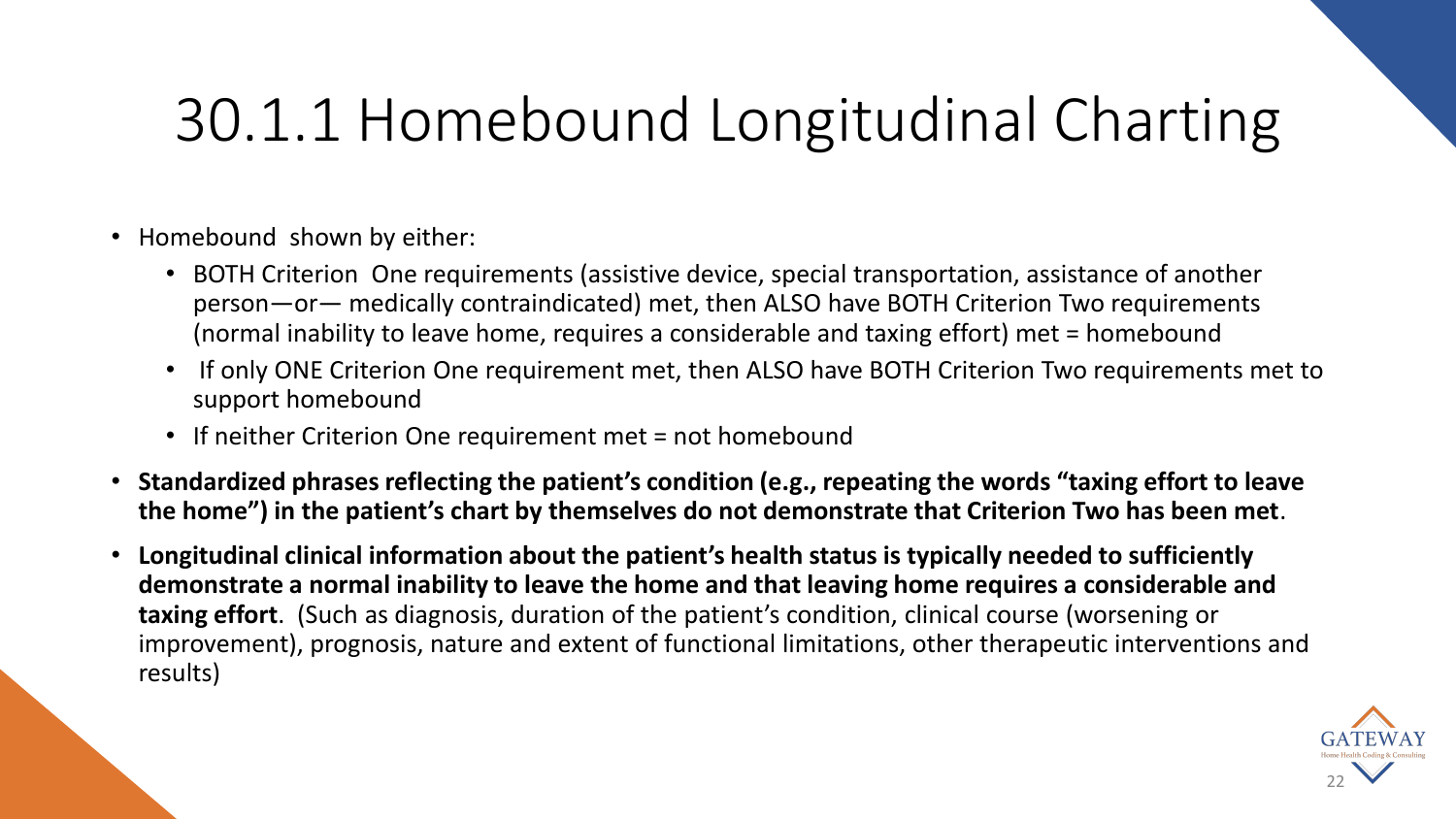# 30.1.1 Homebound Longitudinal Charting

- Homebound shown by either:
  - BOTH Criterion One requirements (assistive device, special transportation, assistance of another person—or— medically contraindicated) met, then ALSO have BOTH Criterion Two requirements (normal inability to leave home, requires a considerable and taxing effort) met = homebound
  - If only ONE Criterion One requirement met, then ALSO have BOTH Criterion Two requirements met to support homebound
  - If neither Criterion One requirement met = not homebound
- **Standardized phrases reflecting the patient's condition (e.g., repeating the words "taxing effort to leave the home") in the patient's chart by themselves do not demonstrate that Criterion Two has been met**.
- **Longitudinal clinical information about the patient's health status is typically needed to sufficiently demonstrate a normal inability to leave the home and that leaving home requires a considerable and taxing effort**. (Such as diagnosis, duration of the patient's condition, clinical course (worsening or improvement), prognosis, nature and extent of functional limitations, other therapeutic interventions and results)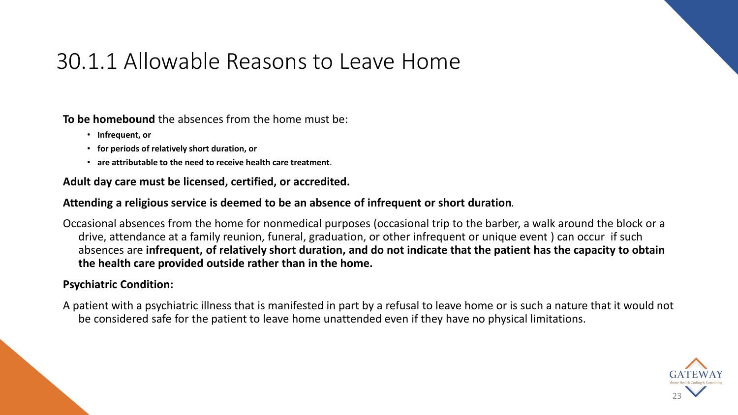# 30.1.1 Allowable Reasons to Leave Home

**To be homebound** the absences from the home must be:

- **Infrequent, or**
- **for periods of relatively short duration, or**
- **are attributable to the need to receive health care treatment**.

**Adult day care must be licensed, certified, or accredited.**

**Attending a religious service is deemed to be an absence of infrequent or short duration**.

Occasional absences from the home for nonmedical purposes (occasional trip to the barber, a walk around the block or a drive, attendance at a family reunion, funeral, graduation, or other infrequent or unique event ) can occur if such absences are **infrequent, of relatively short duration, and do not indicate that the patient has the capacity to obtain the health care provided outside rather than in the home.**

**Psychiatric Condition:**

A patient with a psychiatric illness that is manifested in part by a refusal to leave home or is such a nature that it would not be considered safe for the patient to leave home unattended even if they have no physical limitations.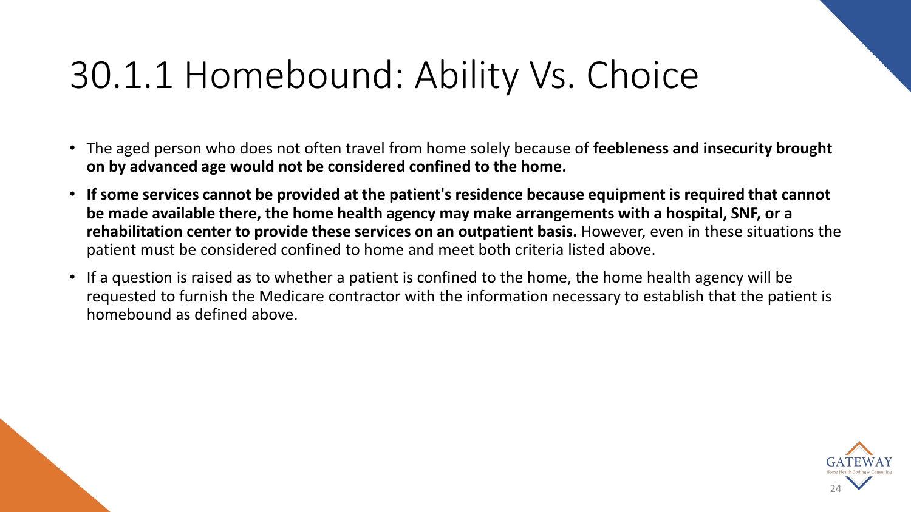# 30.1.1 Homebound: Ability Vs. Choice

- The aged person who does not often travel from home solely because of **feebleness and insecurity brought on by advanced age would not be considered confined to the home.**
- **If some services cannot be provided at the patient's residence because equipment is required that cannot be made available there, the home health agency may make arrangements with a hospital, SNF, or a rehabilitation center to provide these services on an outpatient basis.** However, even in these situations the patient must be considered confined to home and meet both criteria listed above.
- If a question is raised as to whether a patient is confined to the home, the home health agency will be requested to furnish the Medicare contractor with the information necessary to establish that the patient is homebound as defined above.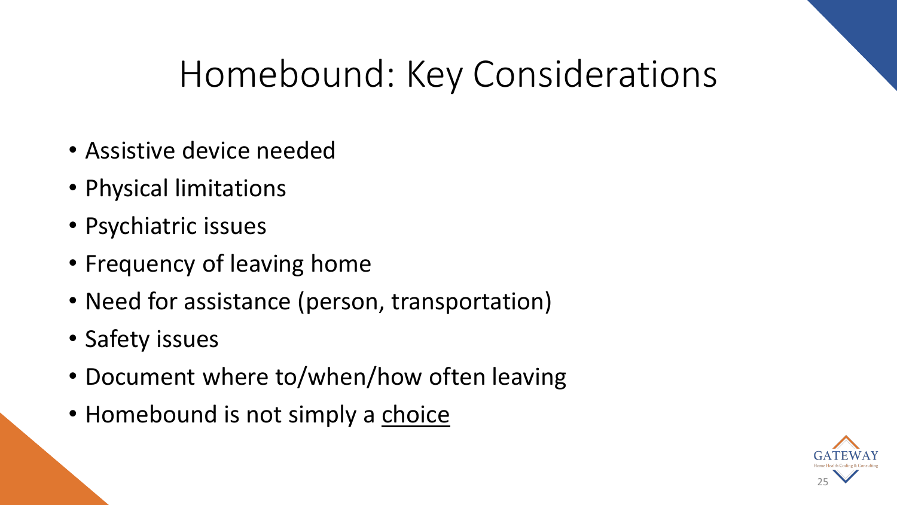# Homebound: Key Considerations

- Assistive device needed
- Physical limitations
- Psychiatric issues
- Frequency of leaving home
- Need for assistance (person, transportation)
- Safety issues
- Document where to/when/how often leaving
- Homebound is not simply a <u>choice</u>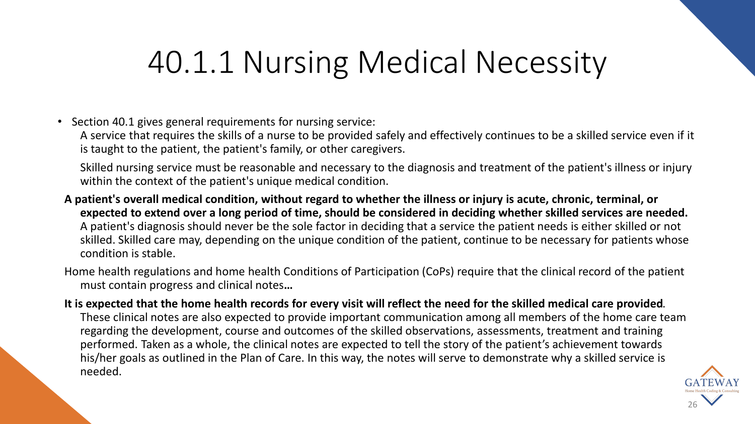# 40.1.1 Nursing Medical Necessity

- Section 40.1 gives general requirements for nursing service:

  A service that requires the skills of a nurse to be provided safely and effectively continues to be a skilled service even if it is taught to the patient, the patient's family, or other caregivers.

  Skilled nursing service must be reasonable and necessary to the diagnosis and treatment of the patient's illness or injury within the context of the patient's unique medical condition.

  **A patient's overall medical condition, without regard to whether the illness or injury is acute, chronic, terminal, or expected to extend over a long period of time, should be considered in deciding whether skilled services are needed.** A patient's diagnosis should never be the sole factor in deciding that a service the patient needs is either skilled or not skilled. Skilled care may, depending on the unique condition of the patient, continue to be necessary for patients whose condition is stable.

  Home health regulations and home health Conditions of Participation (CoPs) require that the clinical record of the patient must contain progress and clinical notes**…**

  **It is expected that the home health records for every visit will reflect the need for the skilled medical care provided**. These clinical notes are also expected to provide important communication among all members of the home care team regarding the development, course and outcomes of the skilled observations, assessments, treatment and training performed. Taken as a whole, the clinical notes are expected to tell the story of the patient's achievement towards his/her goals as outlined in the Plan of Care. In this way, the notes will serve to demonstrate why a skilled service is needed.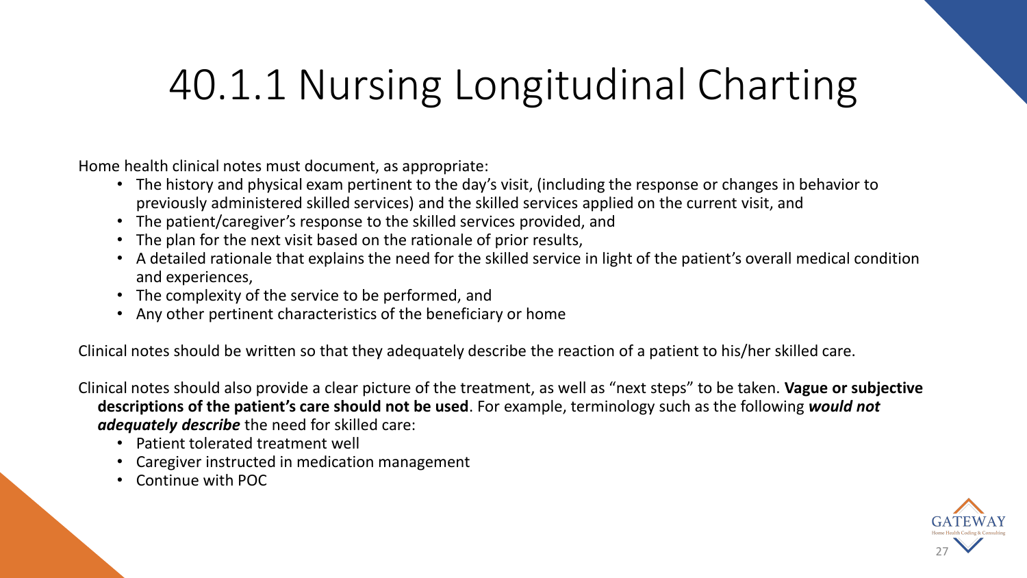# 40.1.1 Nursing Longitudinal Charting

Home health clinical notes must document, as appropriate:

- The history and physical exam pertinent to the day's visit, (including the response or changes in behavior to previously administered skilled services) and the skilled services applied on the current visit, and
- The patient/caregiver's response to the skilled services provided, and
- The plan for the next visit based on the rationale of prior results,
- A detailed rationale that explains the need for the skilled service in light of the patient's overall medical condition and experiences,
- The complexity of the service to be performed, and
- Any other pertinent characteristics of the beneficiary or home

Clinical notes should be written so that they adequately describe the reaction of a patient to his/her skilled care.

Clinical notes should also provide a clear picture of the treatment, as well as "next steps" to be taken. **Vague or subjective descriptions of the patient's care should not be used**. For example, terminology such as the following ***would not adequately describe*** the need for skilled care:

- Patient tolerated treatment well
- Caregiver instructed in medication management
- Continue with POC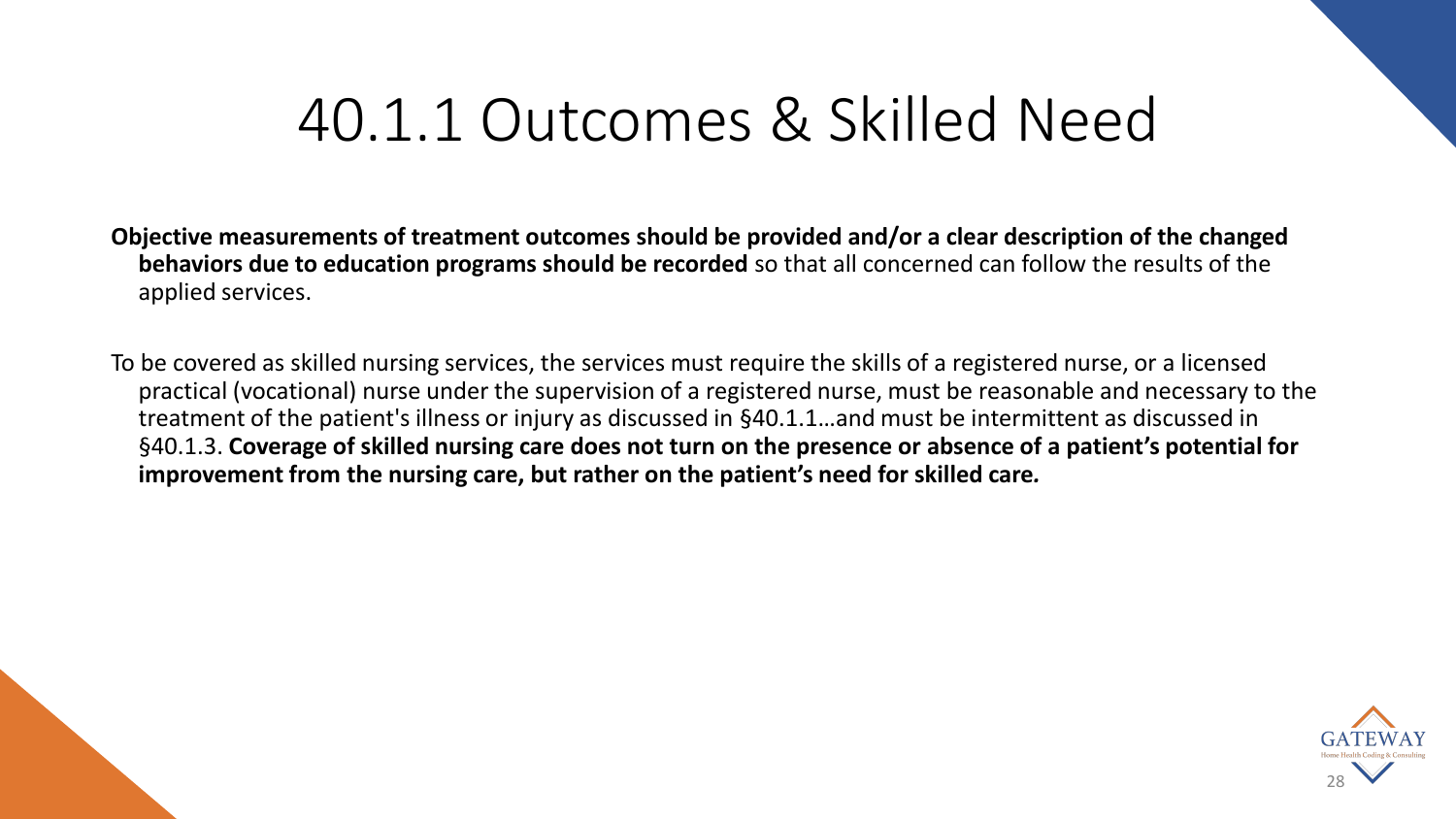# 40.1.1 Outcomes & Skilled Need

**Objective measurements of treatment outcomes should be provided and/or a clear description of the changed behaviors due to education programs should be recorded** so that all concerned can follow the results of the applied services.

To be covered as skilled nursing services, the services must require the skills of a registered nurse, or a licensed practical (vocational) nurse under the supervision of a registered nurse, must be reasonable and necessary to the treatment of the patient's illness or injury as discussed in §40.1.1…and must be intermittent as discussed in §40.1.3. **Coverage of skilled nursing care does not turn on the presence or absence of a patient's potential for improvement from the nursing care, but rather on the patient's need for skilled care.**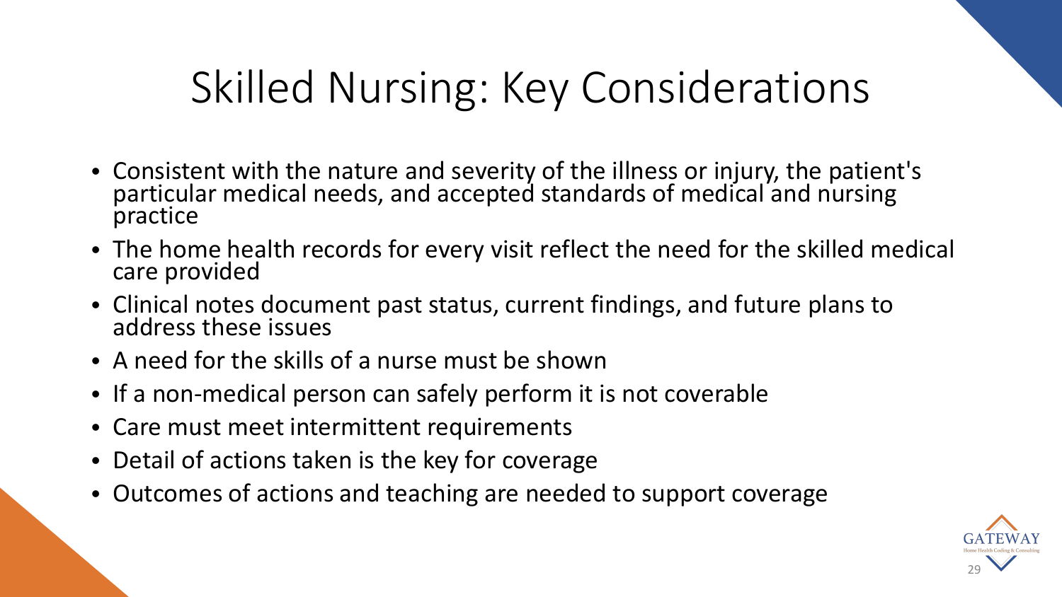# Skilled Nursing: Key Considerations

- Consistent with the nature and severity of the illness or injury, the patient's particular medical needs, and accepted standards of medical and nursing practice
- The home health records for every visit reflect the need for the skilled medical care provided
- Clinical notes document past status, current findings, and future plans to address these issues
- A need for the skills of a nurse must be shown
- If a non-medical person can safely perform it is not coverable
- Care must meet intermittent requirements
- Detail of actions taken is the key for coverage
- Outcomes of actions and teaching are needed to support coverage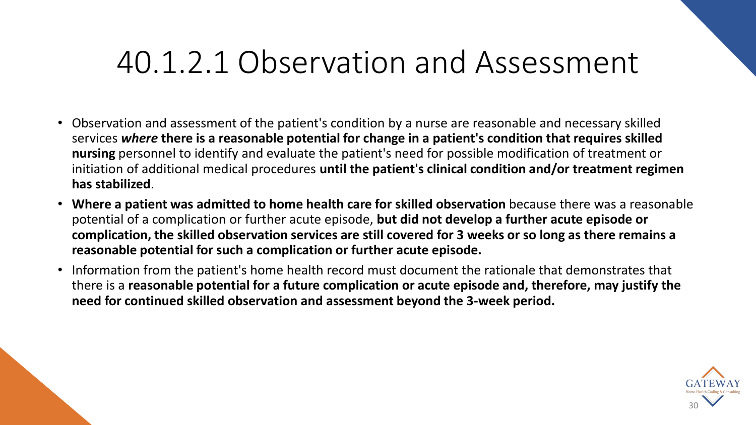# 40.1.2.1 Observation and Assessment

- Observation and assessment of the patient's condition by a nurse are reasonable and necessary skilled services ***where*** **there is a reasonable potential for change in a patient's condition that requires skilled nursing** personnel to identify and evaluate the patient's need for possible modification of treatment or initiation of additional medical procedures **until the patient's clinical condition and/or treatment regimen has stabilized**.
- **Where a patient was admitted to home health care for skilled observation** because there was a reasonable potential of a complication or further acute episode, **but did not develop a further acute episode or complication, the skilled observation services are still covered for 3 weeks or so long as there remains a reasonable potential for such a complication or further acute episode.**
- Information from the patient's home health record must document the rationale that demonstrates that there is a **reasonable potential for a future complication or acute episode and, therefore, may justify the need for continued skilled observation and assessment beyond the 3-week period.**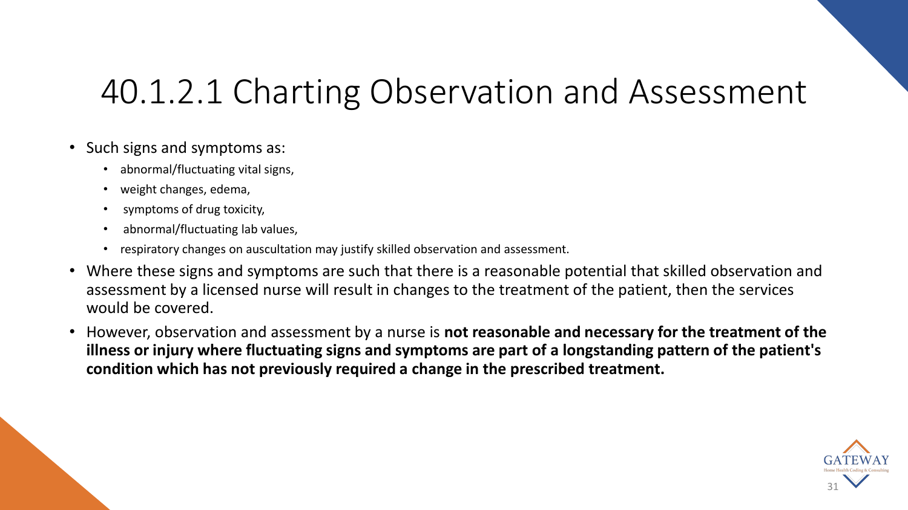# 40.1.2.1 Charting Observation and Assessment

- Such signs and symptoms as:
  - abnormal/fluctuating vital signs,
  - weight changes, edema,
  - symptoms of drug toxicity,
  - abnormal/fluctuating lab values,
  - respiratory changes on auscultation may justify skilled observation and assessment.
- Where these signs and symptoms are such that there is a reasonable potential that skilled observation and assessment by a licensed nurse will result in changes to the treatment of the patient, then the services would be covered.
- However, observation and assessment by a nurse is **not reasonable and necessary for the treatment of the illness or injury where fluctuating signs and symptoms are part of a longstanding pattern of the patient's condition which has not previously required a change in the prescribed treatment.**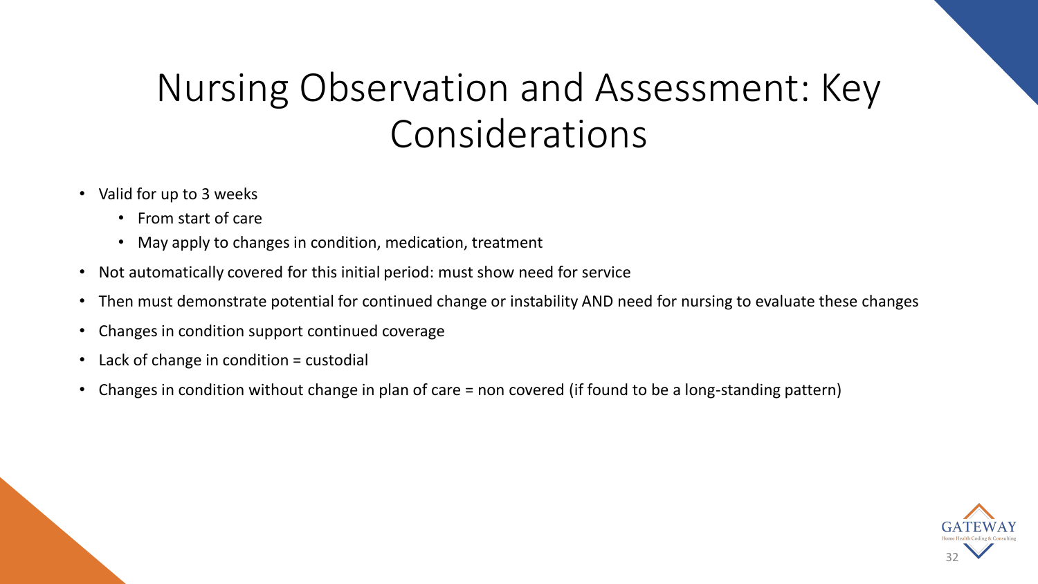# Nursing Observation and Assessment: Key Considerations

- Valid for up to 3 weeks
  - From start of care
  - May apply to changes in condition, medication, treatment
- Not automatically covered for this initial period: must show need for service
- Then must demonstrate potential for continued change or instability AND need for nursing to evaluate these changes
- Changes in condition support continued coverage
- Lack of change in condition = custodial
- Changes in condition without change in plan of care = non covered (if found to be a long-standing pattern)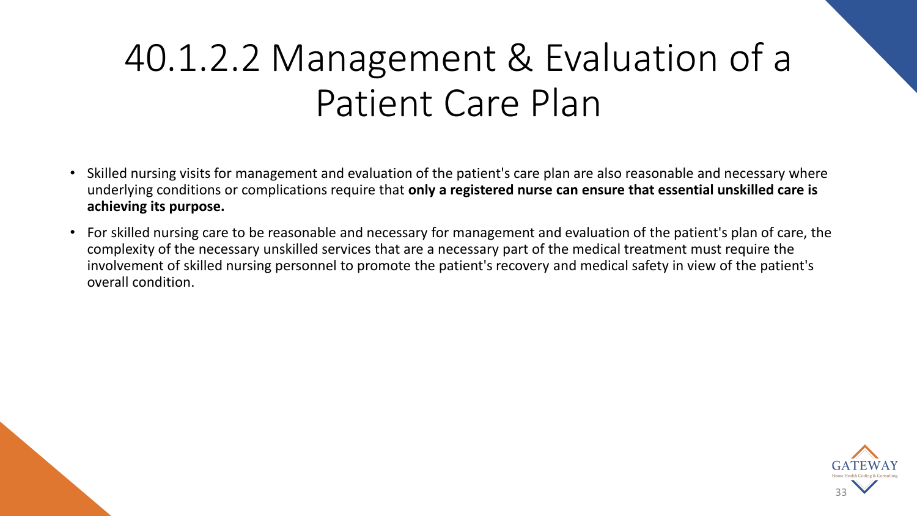# 40.1.2.2 Management & Evaluation of a Patient Care Plan

- Skilled nursing visits for management and evaluation of the patient's care plan are also reasonable and necessary where underlying conditions or complications require that **only a registered nurse can ensure that essential unskilled care is achieving its purpose.**
- For skilled nursing care to be reasonable and necessary for management and evaluation of the patient's plan of care, the complexity of the necessary unskilled services that are a necessary part of the medical treatment must require the involvement of skilled nursing personnel to promote the patient's recovery and medical safety in view of the patient's overall condition.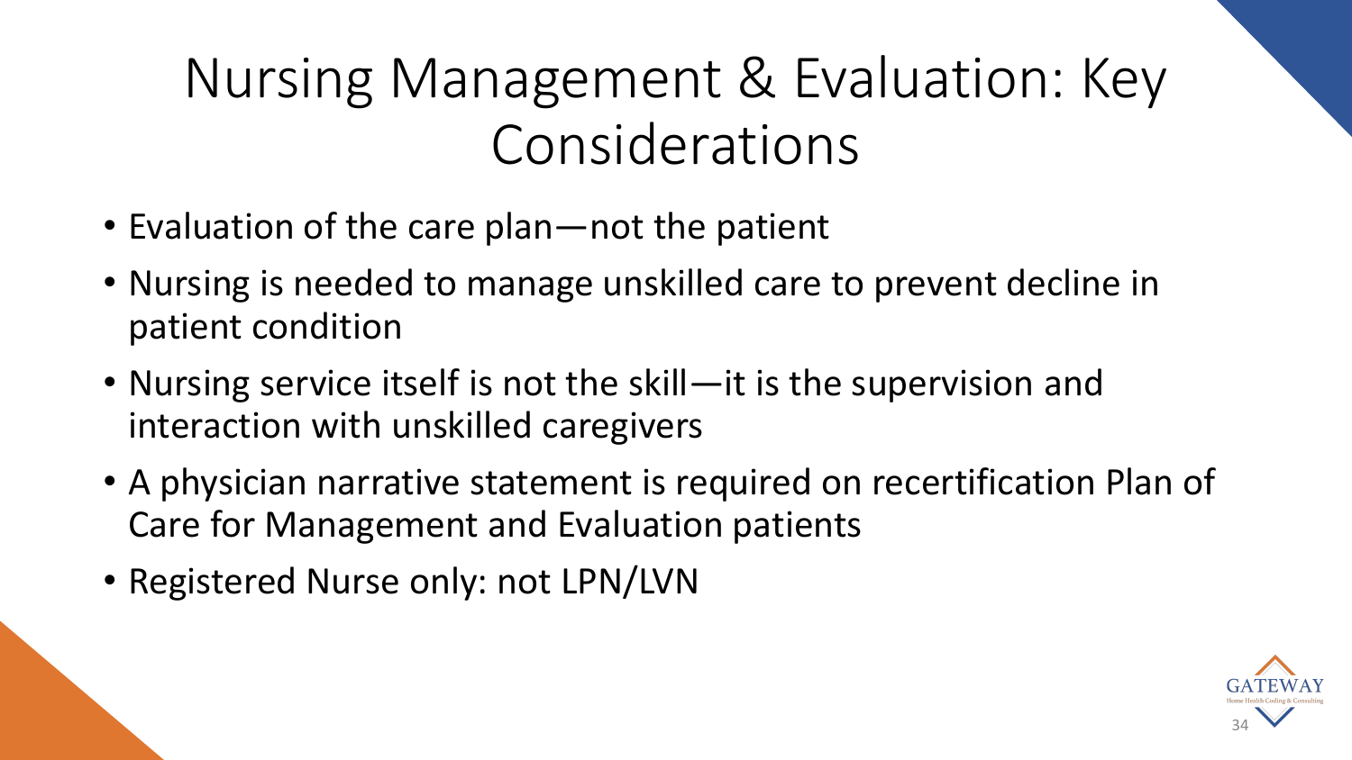# Nursing Management & Evaluation: Key Considerations

- Evaluation of the care plan—not the patient
- Nursing is needed to manage unskilled care to prevent decline in patient condition
- Nursing service itself is not the skill—it is the supervision and interaction with unskilled caregivers
- A physician narrative statement is required on recertification Plan of Care for Management and Evaluation patients
- Registered Nurse only: not LPN/LVN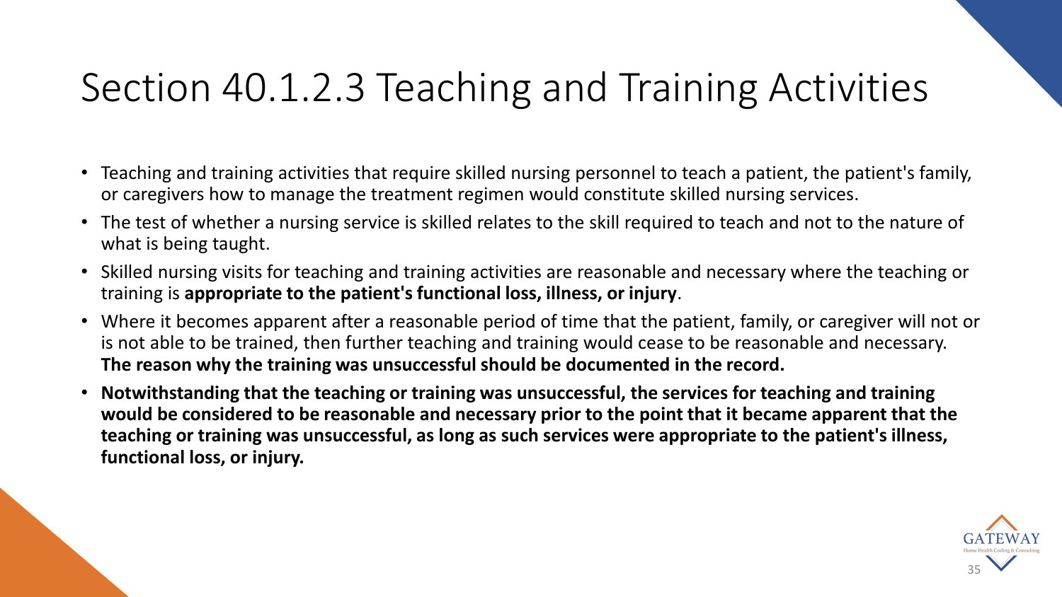# Section 40.1.2.3 Teaching and Training Activities

- Teaching and training activities that require skilled nursing personnel to teach a patient, the patient's family, or caregivers how to manage the treatment regimen would constitute skilled nursing services.
- The test of whether a nursing service is skilled relates to the skill required to teach and not to the nature of what is being taught.
- Skilled nursing visits for teaching and training activities are reasonable and necessary where the teaching or training is **appropriate to the patient's functional loss, illness, or injury**.
- Where it becomes apparent after a reasonable period of time that the patient, family, or caregiver will not or is not able to be trained, then further teaching and training would cease to be reasonable and necessary. **The reason why the training was unsuccessful should be documented in the record.**
- **Notwithstanding that the teaching or training was unsuccessful, the services for teaching and training would be considered to be reasonable and necessary prior to the point that it became apparent that the teaching or training was unsuccessful, as long as such services were appropriate to the patient's illness, functional loss, or injury.**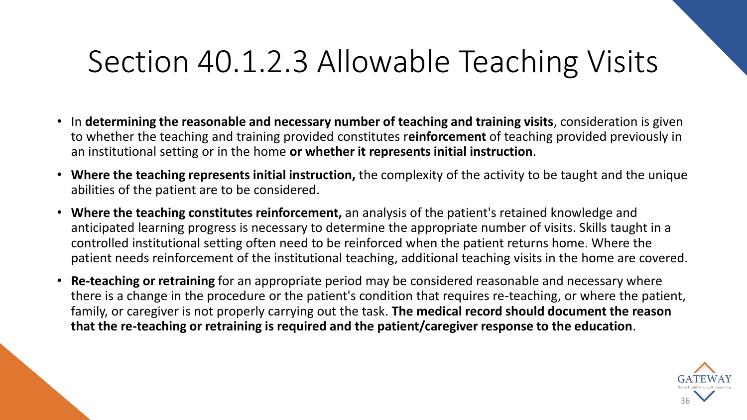# Section 40.1.2.3 Allowable Teaching Visits

- In **determining the reasonable and necessary number of teaching and training visits**, consideration is given to whether the teaching and training provided constitutes r**einforcement** of teaching provided previously in an institutional setting or in the home **or whether it represents initial instruction**.
- **Where the teaching represents initial instruction,** the complexity of the activity to be taught and the unique abilities of the patient are to be considered.
- **Where the teaching constitutes reinforcement,** an analysis of the patient's retained knowledge and anticipated learning progress is necessary to determine the appropriate number of visits. Skills taught in a controlled institutional setting often need to be reinforced when the patient returns home. Where the patient needs reinforcement of the institutional teaching, additional teaching visits in the home are covered.
- **Re-teaching or retraining** for an appropriate period may be considered reasonable and necessary where there is a change in the procedure or the patient's condition that requires re-teaching, or where the patient, family, or caregiver is not properly carrying out the task. **The medical record should document the reason that the re-teaching or retraining is required and the patient/caregiver response to the education**.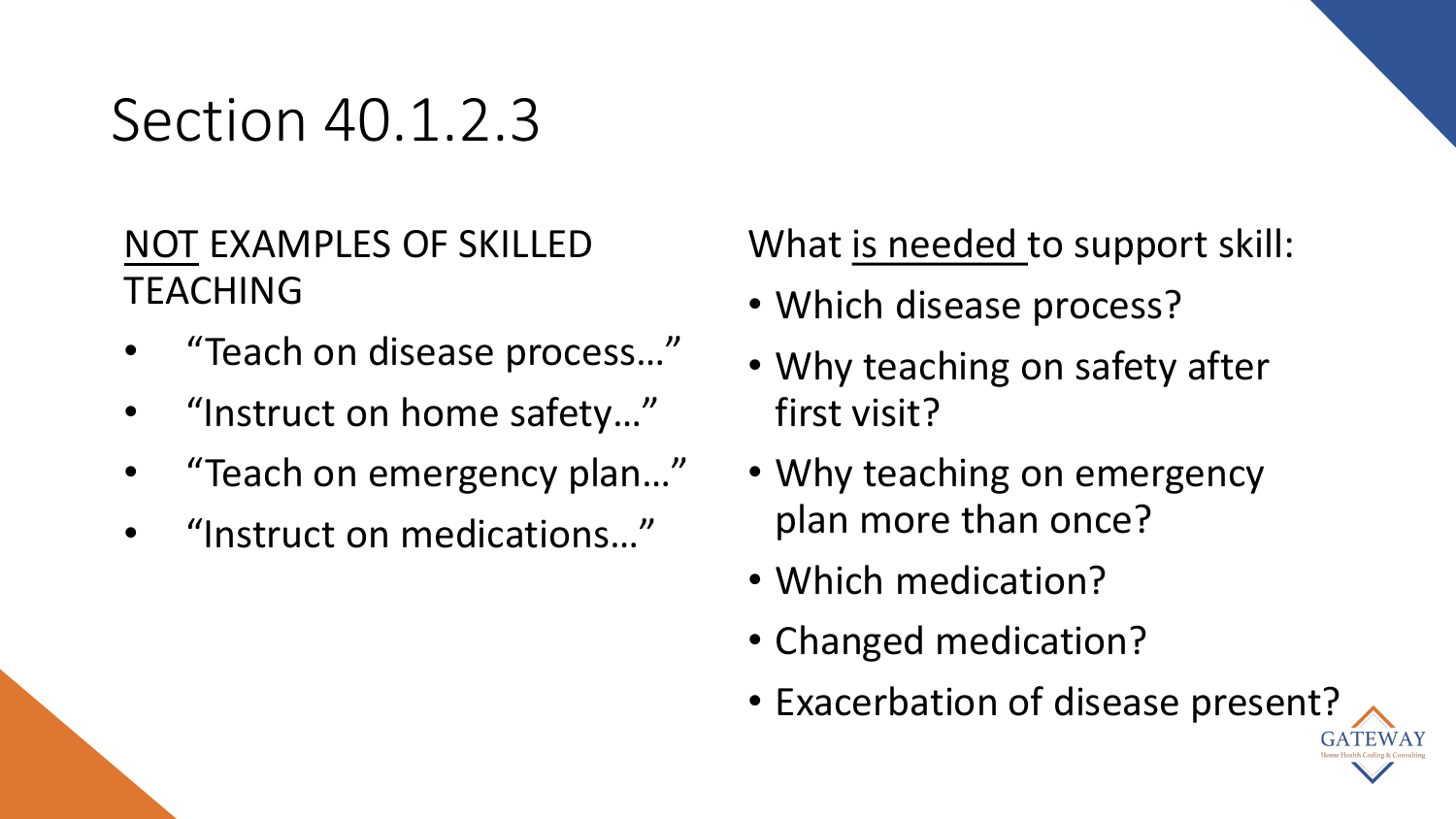# Section 40.1.2.3

<u>NOT</u> EXAMPLES OF SKILLED TEACHING

- "Teach on disease process…"
- "Instruct on home safety…"
- "Teach on emergency plan…"
- "Instruct on medications…"

What <u>is needed</u> to support skill:

- Which disease process?
- Why teaching on safety after first visit?
- Why teaching on emergency plan more than once?
- Which medication?
- Changed medication?
- Exacerbation of disease present?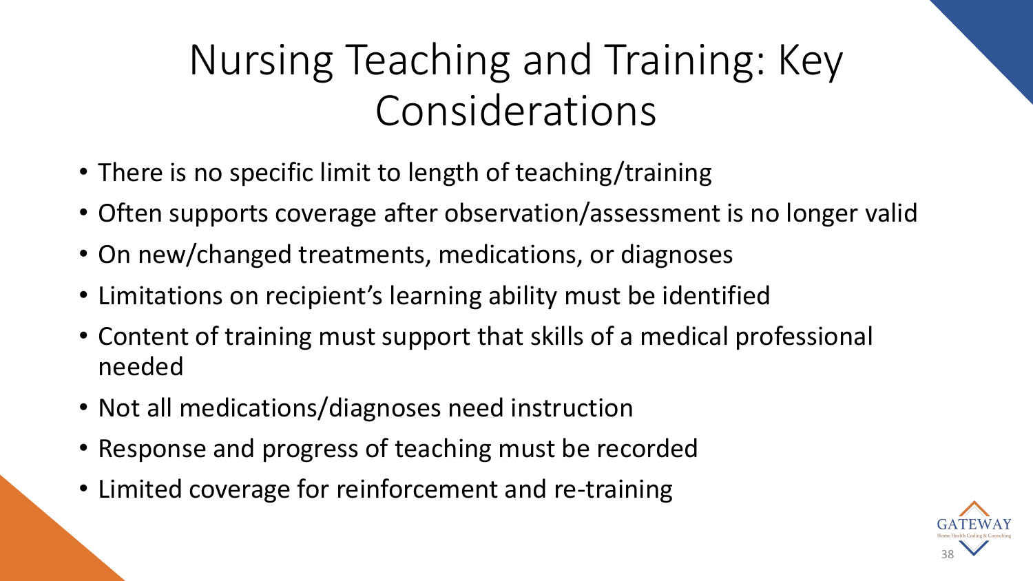# Nursing Teaching and Training: Key Considerations

- There is no specific limit to length of teaching/training
- Often supports coverage after observation/assessment is no longer valid
- On new/changed treatments, medications, or diagnoses
- Limitations on recipient's learning ability must be identified
- Content of training must support that skills of a medical professional needed
- Not all medications/diagnoses need instruction
- Response and progress of teaching must be recorded
- Limited coverage for reinforcement and re-training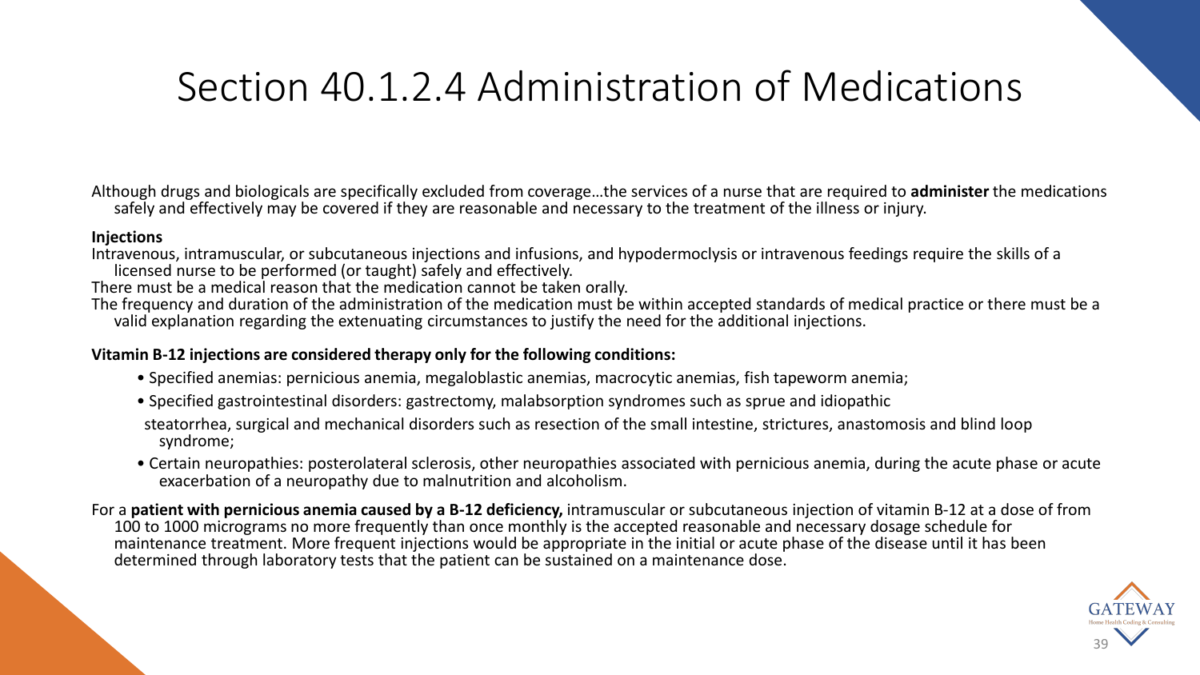# Section 40.1.2.4 Administration of Medications

Although drugs and biologicals are specifically excluded from coverage…the services of a nurse that are required to **administer** the medications safely and effectively may be covered if they are reasonable and necessary to the treatment of the illness or injury.

**Injections**

Intravenous, intramuscular, or subcutaneous injections and infusions, and hypodermoclysis or intravenous feedings require the skills of a licensed nurse to be performed (or taught) safely and effectively.

There must be a medical reason that the medication cannot be taken orally.

The frequency and duration of the administration of the medication must be within accepted standards of medical practice or there must be a valid explanation regarding the extenuating circumstances to justify the need for the additional injections.

**Vitamin B-12 injections are considered therapy only for the following conditions:**

- Specified anemias: pernicious anemia, megaloblastic anemias, macrocytic anemias, fish tapeworm anemia;
- Specified gastrointestinal disorders: gastrectomy, malabsorption syndromes such as sprue and idiopathic steatorrhea, surgical and mechanical disorders such as resection of the small intestine, strictures, anastomosis and blind loop syndrome;
- Certain neuropathies: posterolateral sclerosis, other neuropathies associated with pernicious anemia, during the acute phase or acute exacerbation of a neuropathy due to malnutrition and alcoholism.

For a **patient with pernicious anemia caused by a B-12 deficiency,** intramuscular or subcutaneous injection of vitamin B-12 at a dose of from 100 to 1000 micrograms no more frequently than once monthly is the accepted reasonable and necessary dosage schedule for maintenance treatment. More frequent injections would be appropriate in the initial or acute phase of the disease until it has been determined through laboratory tests that the patient can be sustained on a maintenance dose.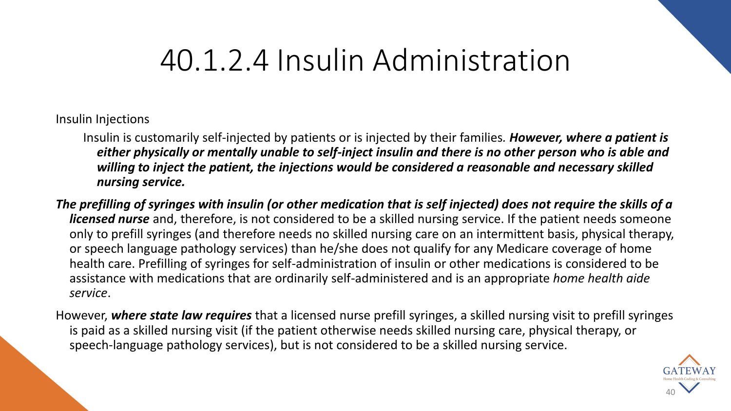# 40.1.2.4 Insulin Administration

Insulin Injections

Insulin is customarily self-injected by patients or is injected by their families. ***However, where a patient is either physically or mentally unable to self-inject insulin and there is no other person who is able and willing to inject the patient, the injections would be considered a reasonable and necessary skilled nursing service.***

***The prefilling of syringes with insulin (or other medication that is self injected) does not require the skills of a licensed nurse*** and, therefore, is not considered to be a skilled nursing service. If the patient needs someone only to prefill syringes (and therefore needs no skilled nursing care on an intermittent basis, physical therapy, or speech language pathology services) than he/she does not qualify for any Medicare coverage of home health care. Prefilling of syringes for self-administration of insulin or other medications is considered to be assistance with medications that are ordinarily self-administered and is an appropriate *home health aide service*.

However, ***where state law requires*** that a licensed nurse prefill syringes, a skilled nursing visit to prefill syringes is paid as a skilled nursing visit (if the patient otherwise needs skilled nursing care, physical therapy, or speech-language pathology services), but is not considered to be a skilled nursing service.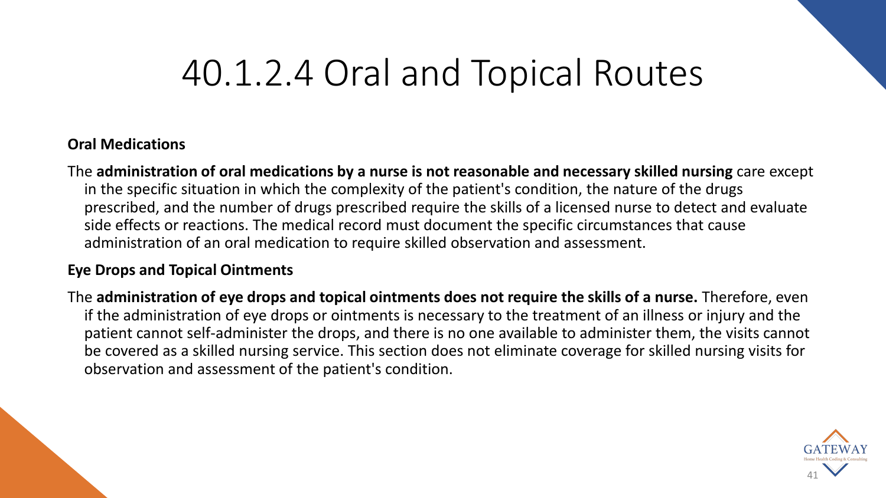# 40.1.2.4 Oral and Topical Routes

**Oral Medications**

The **administration of oral medications by a nurse is not reasonable and necessary skilled nursing** care except in the specific situation in which the complexity of the patient's condition, the nature of the drugs prescribed, and the number of drugs prescribed require the skills of a licensed nurse to detect and evaluate side effects or reactions. The medical record must document the specific circumstances that cause administration of an oral medication to require skilled observation and assessment.

**Eye Drops and Topical Ointments**

The **administration of eye drops and topical ointments does not require the skills of a nurse.** Therefore, even if the administration of eye drops or ointments is necessary to the treatment of an illness or injury and the patient cannot self-administer the drops, and there is no one available to administer them, the visits cannot be covered as a skilled nursing service. This section does not eliminate coverage for skilled nursing visits for observation and assessment of the patient's condition.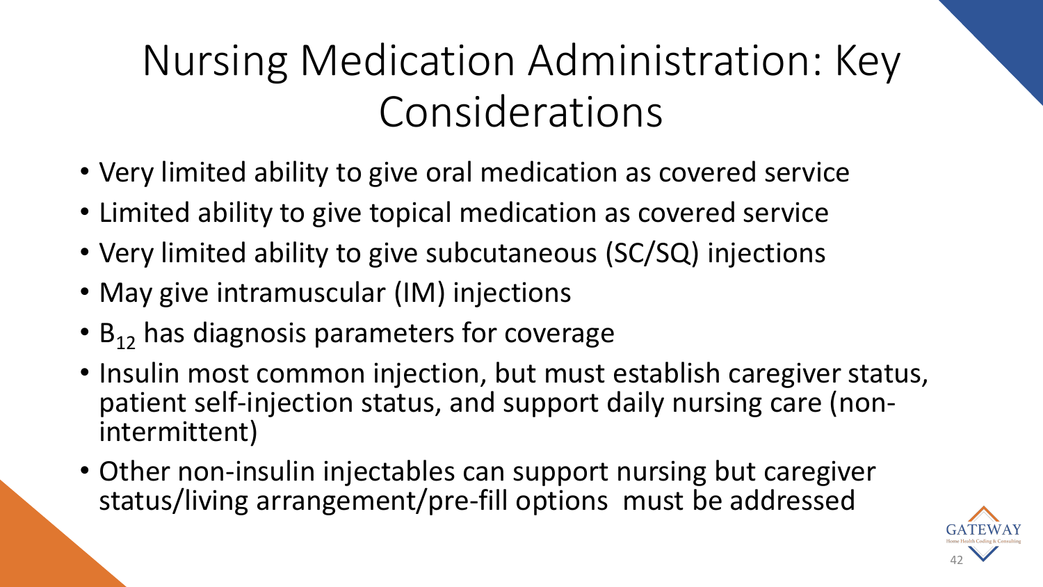# Nursing Medication Administration: Key Considerations

- Very limited ability to give oral medication as covered service
- Limited ability to give topical medication as covered service
- Very limited ability to give subcutaneous (SC/SQ) injections
- May give intramuscular (IM) injections
- $B_{12}$ has diagnosis parameters for coverage
- Insulin most common injection, but must establish caregiver status, patient self-injection status, and support daily nursing care (non-intermittent)
- Other non-insulin injectables can support nursing but caregiver status/living arrangement/pre-fill options must be addressed

GATEWAY
Home Health Coding & Consulting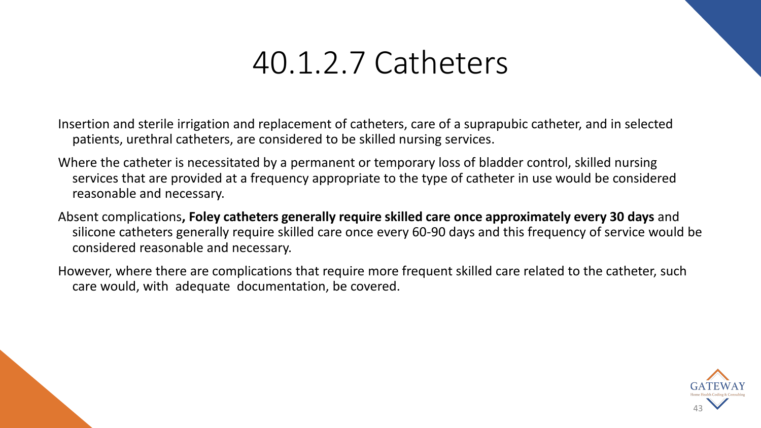# 40.1.2.7 Catheters

Insertion and sterile irrigation and replacement of catheters, care of a suprapubic catheter, and in selected patients, urethral catheters, are considered to be skilled nursing services.

Where the catheter is necessitated by a permanent or temporary loss of bladder control, skilled nursing services that are provided at a frequency appropriate to the type of catheter in use would be considered reasonable and necessary.

Absent complications**, Foley catheters generally require skilled care once approximately every 30 days** and silicone catheters generally require skilled care once every 60-90 days and this frequency of service would be considered reasonable and necessary.

However, where there are complications that require more frequent skilled care related to the catheter, such care would, with adequate documentation, be covered.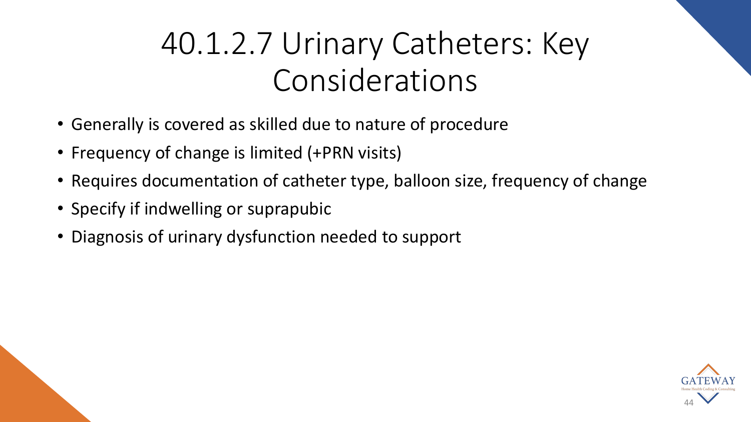# 40.1.2.7 Urinary Catheters: Key Considerations

- Generally is covered as skilled due to nature of procedure
- Frequency of change is limited (+PRN visits)
- Requires documentation of catheter type, balloon size, frequency of change
- Specify if indwelling or suprapubic
- Diagnosis of urinary dysfunction needed to support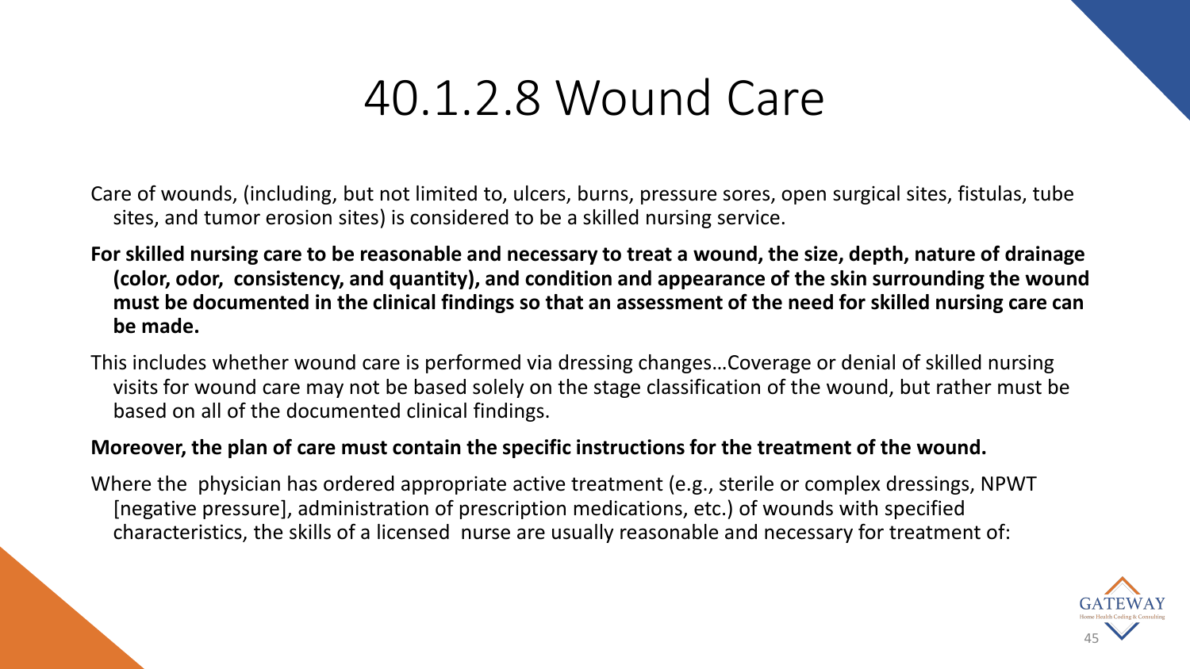# 40.1.2.8 Wound Care

Care of wounds, (including, but not limited to, ulcers, burns, pressure sores, open surgical sites, fistulas, tube sites, and tumor erosion sites) is considered to be a skilled nursing service.

**For skilled nursing care to be reasonable and necessary to treat a wound, the size, depth, nature of drainage (color, odor, consistency, and quantity), and condition and appearance of the skin surrounding the wound must be documented in the clinical findings so that an assessment of the need for skilled nursing care can be made.**

This includes whether wound care is performed via dressing changes…Coverage or denial of skilled nursing visits for wound care may not be based solely on the stage classification of the wound, but rather must be based on all of the documented clinical findings.

**Moreover, the plan of care must contain the specific instructions for the treatment of the wound.**

Where the physician has ordered appropriate active treatment (e.g., sterile or complex dressings, NPWT [negative pressure], administration of prescription medications, etc.) of wounds with specified characteristics, the skills of a licensed nurse are usually reasonable and necessary for treatment of: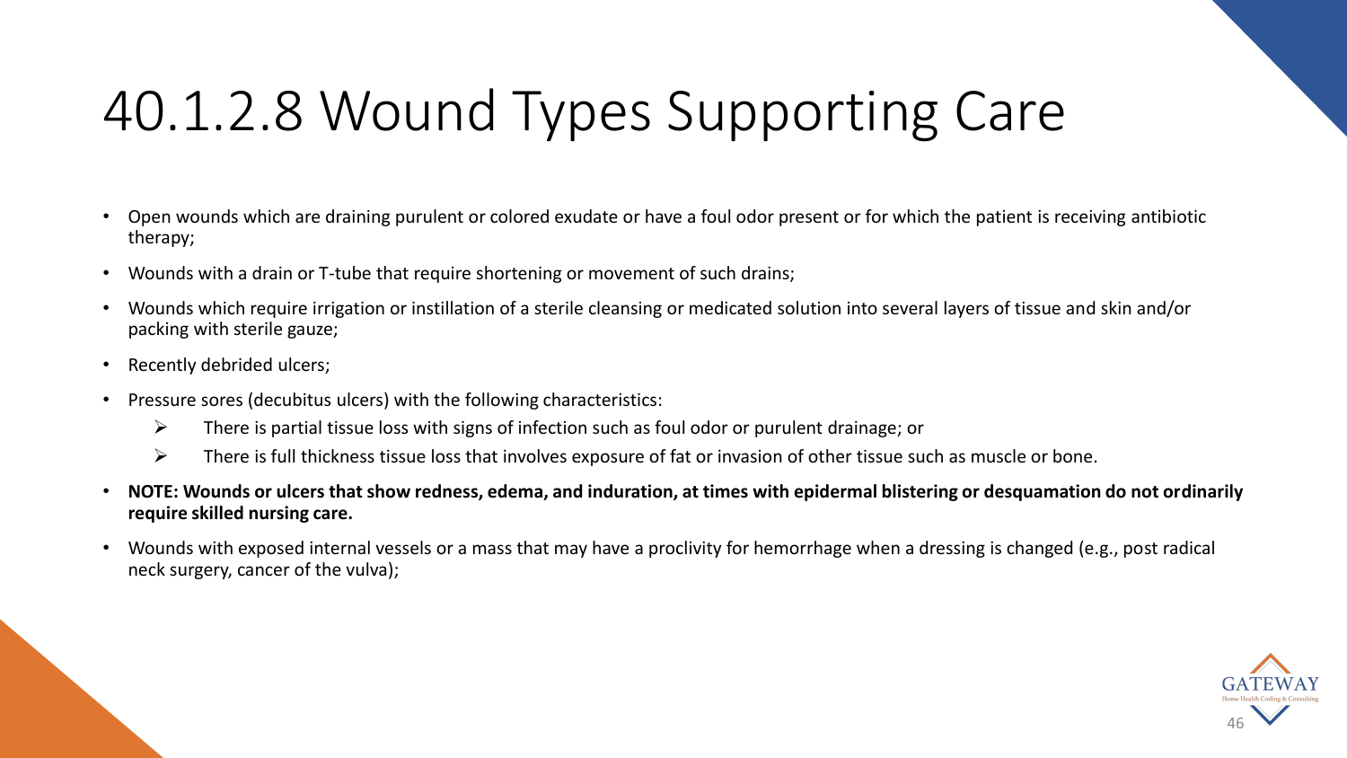# 40.1.2.8 Wound Types Supporting Care

- Open wounds which are draining purulent or colored exudate or have a foul odor present or for which the patient is receiving antibiotic therapy;
- Wounds with a drain or T-tube that require shortening or movement of such drains;
- Wounds which require irrigation or instillation of a sterile cleansing or medicated solution into several layers of tissue and skin and/or packing with sterile gauze;
- Recently debrided ulcers;
- Pressure sores (decubitus ulcers) with the following characteristics:
  - There is partial tissue loss with signs of infection such as foul odor or purulent drainage; or
  - There is full thickness tissue loss that involves exposure of fat or invasion of other tissue such as muscle or bone.
- **NOTE: Wounds or ulcers that show redness, edema, and induration, at times with epidermal blistering or desquamation do not ordinarily require skilled nursing care.**
- Wounds with exposed internal vessels or a mass that may have a proclivity for hemorrhage when a dressing is changed (e.g., post radical neck surgery, cancer of the vulva);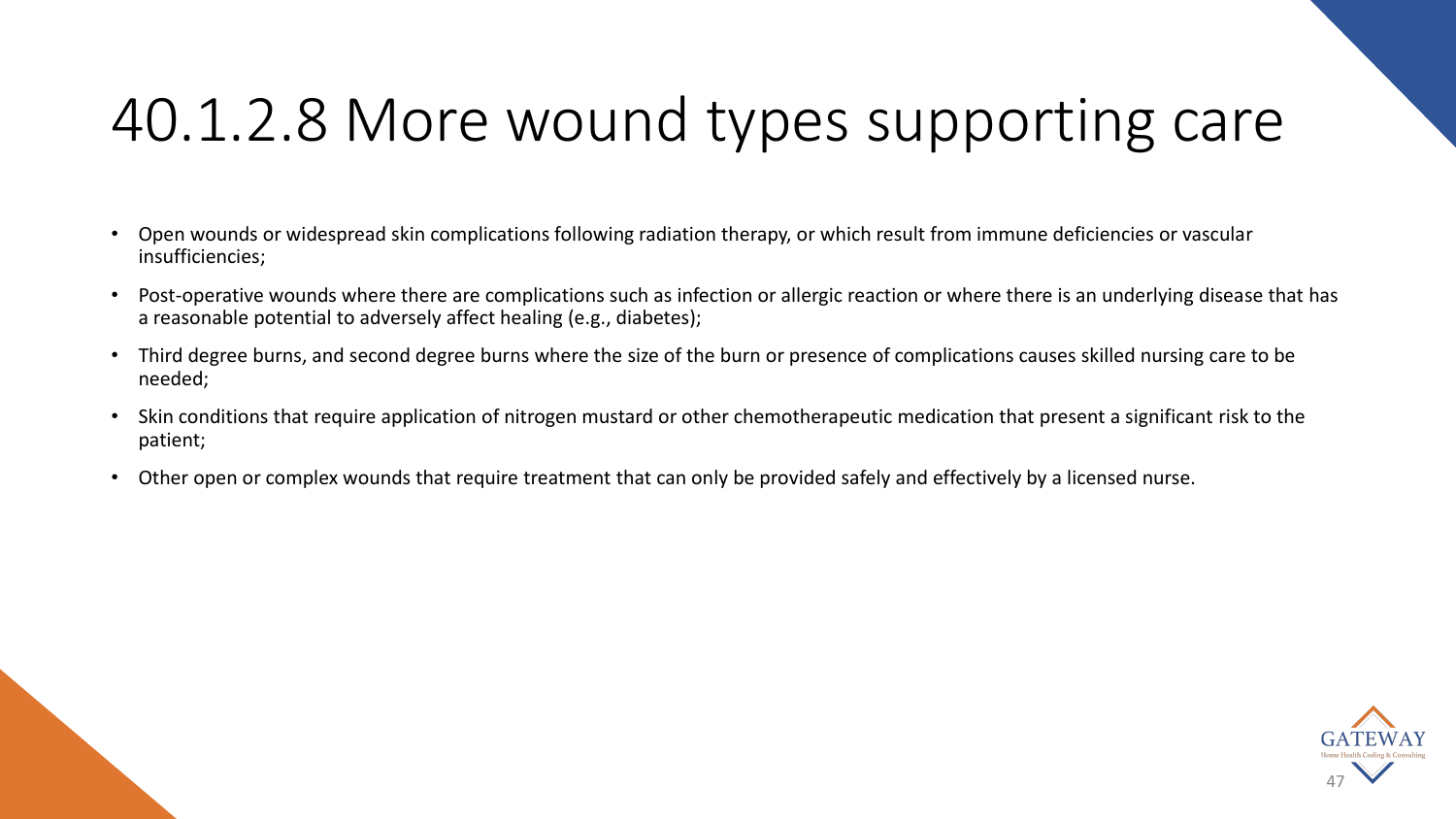# 40.1.2.8 More wound types supporting care

- Open wounds or widespread skin complications following radiation therapy, or which result from immune deficiencies or vascular insufficiencies;
- Post-operative wounds where there are complications such as infection or allergic reaction or where there is an underlying disease that has a reasonable potential to adversely affect healing (e.g., diabetes);
- Third degree burns, and second degree burns where the size of the burn or presence of complications causes skilled nursing care to be needed;
- Skin conditions that require application of nitrogen mustard or other chemotherapeutic medication that present a significant risk to the patient;
- Other open or complex wounds that require treatment that can only be provided safely and effectively by a licensed nurse.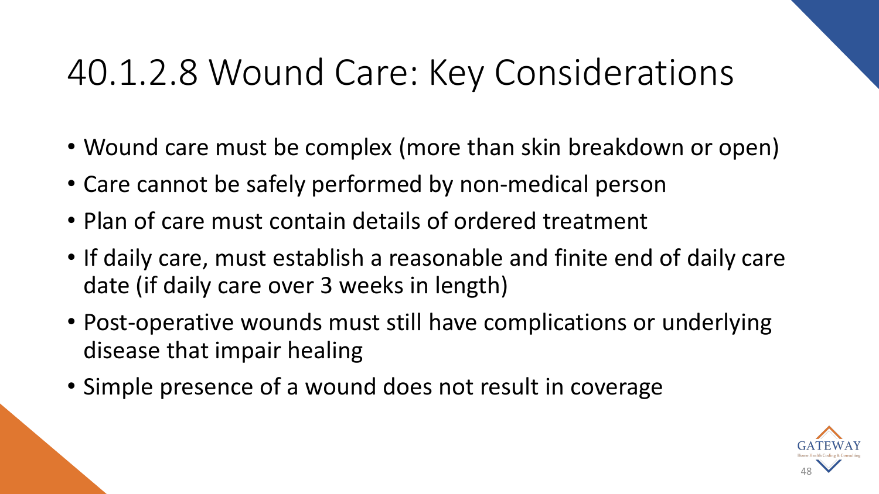# 40.1.2.8 Wound Care: Key Considerations

- Wound care must be complex (more than skin breakdown or open)
- Care cannot be safely performed by non-medical person
- Plan of care must contain details of ordered treatment
- If daily care, must establish a reasonable and finite end of daily care date (if daily care over 3 weeks in length)
- Post-operative wounds must still have complications or underlying disease that impair healing
- Simple presence of a wound does not result in coverage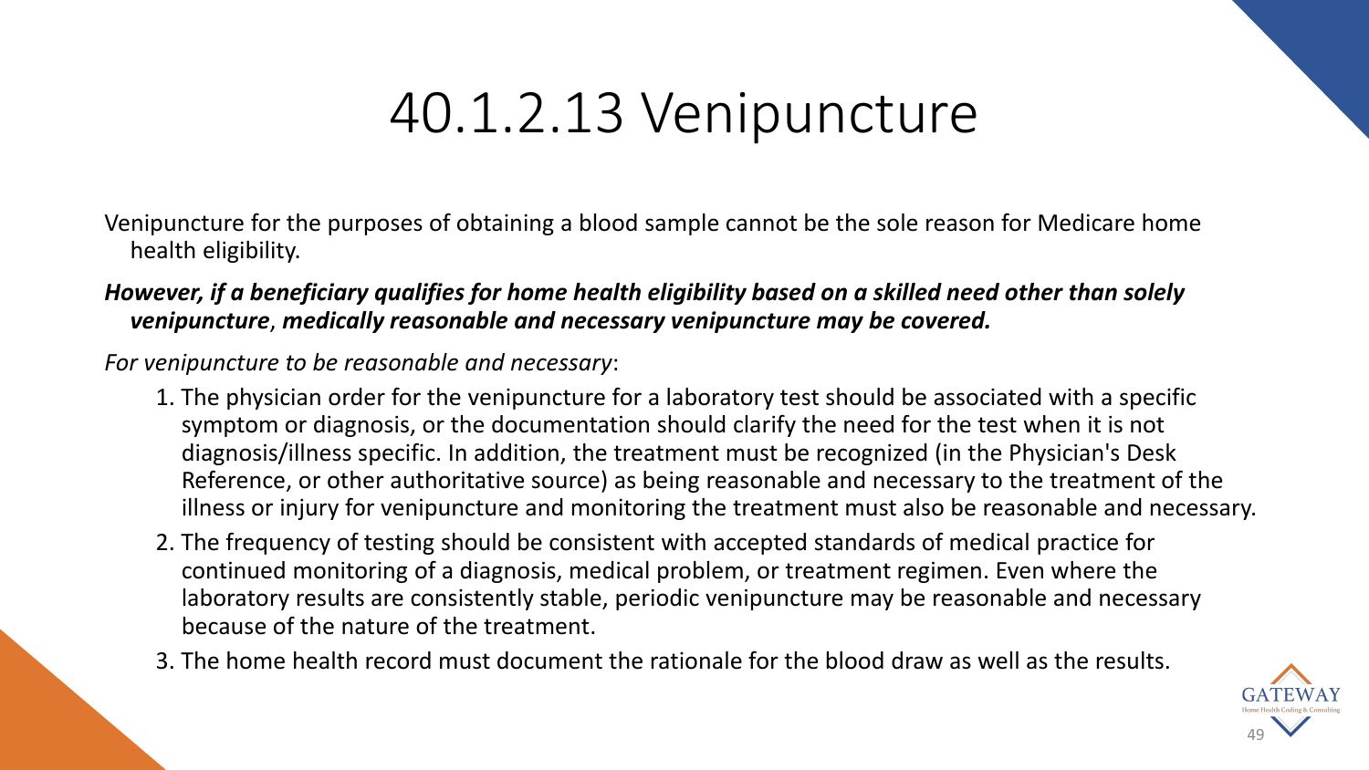# 40.1.2.13 Venipuncture

Venipuncture for the purposes of obtaining a blood sample cannot be the sole reason for Medicare home health eligibility.

***However, if a beneficiary qualifies for home health eligibility based on a skilled need other than solely venipuncture*, *medically reasonable and necessary venipuncture may be covered.***

*For venipuncture to be reasonable and necessary*:

1. The physician order for the venipuncture for a laboratory test should be associated with a specific symptom or diagnosis, or the documentation should clarify the need for the test when it is not diagnosis/illness specific. In addition, the treatment must be recognized (in the Physician's Desk Reference, or other authoritative source) as being reasonable and necessary to the treatment of the illness or injury for venipuncture and monitoring the treatment must also be reasonable and necessary.
2. The frequency of testing should be consistent with accepted standards of medical practice for continued monitoring of a diagnosis, medical problem, or treatment regimen. Even where the laboratory results are consistently stable, periodic venipuncture may be reasonable and necessary because of the nature of the treatment.
3. The home health record must document the rationale for the blood draw as well as the results.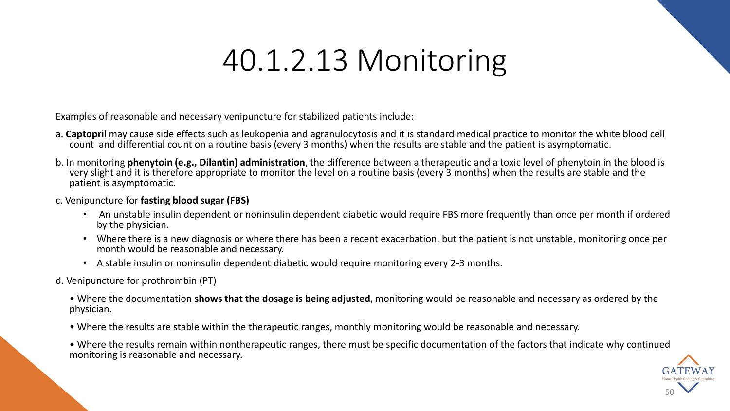# 40.1.2.13 Monitoring

Examples of reasonable and necessary venipuncture for stabilized patients include:

a. **Captopril** may cause side effects such as leukopenia and agranulocytosis and it is standard medical practice to monitor the white blood cell count and differential count on a routine basis (every 3 months) when the results are stable and the patient is asymptomatic.

b. In monitoring **phenytoin (e.g., Dilantin) administration**, the difference between a therapeutic and a toxic level of phenytoin in the blood is very slight and it is therefore appropriate to monitor the level on a routine basis (every 3 months) when the results are stable and the patient is asymptomatic.

c. Venipuncture for **fasting blood sugar (FBS)**

- An unstable insulin dependent or noninsulin dependent diabetic would require FBS more frequently than once per month if ordered by the physician.
- Where there is a new diagnosis or where there has been a recent exacerbation, but the patient is not unstable, monitoring once per month would be reasonable and necessary.
- A stable insulin or noninsulin dependent diabetic would require monitoring every 2-3 months.

d. Venipuncture for prothrombin (PT)

- Where the documentation **shows that the dosage is being adjusted**, monitoring would be reasonable and necessary as ordered by the physician.
- Where the results are stable within the therapeutic ranges, monthly monitoring would be reasonable and necessary.
- Where the results remain within nontherapeutic ranges, there must be specific documentation of the factors that indicate why continued monitoring is reasonable and necessary.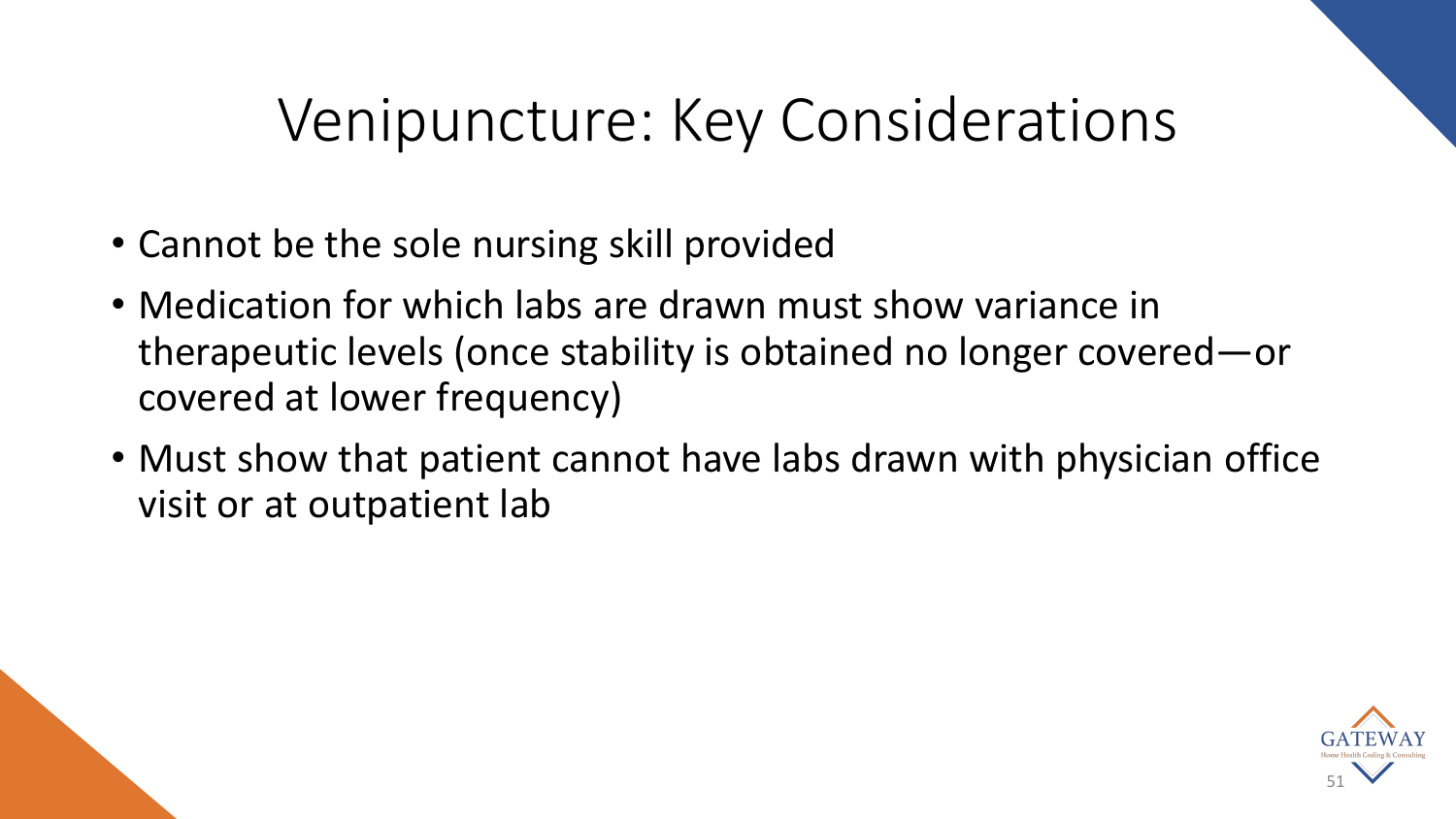# Venipuncture: Key Considerations

- Cannot be the sole nursing skill provided
- Medication for which labs are drawn must show variance in therapeutic levels (once stability is obtained no longer covered—or covered at lower frequency)
- Must show that patient cannot have labs drawn with physician office visit or at outpatient lab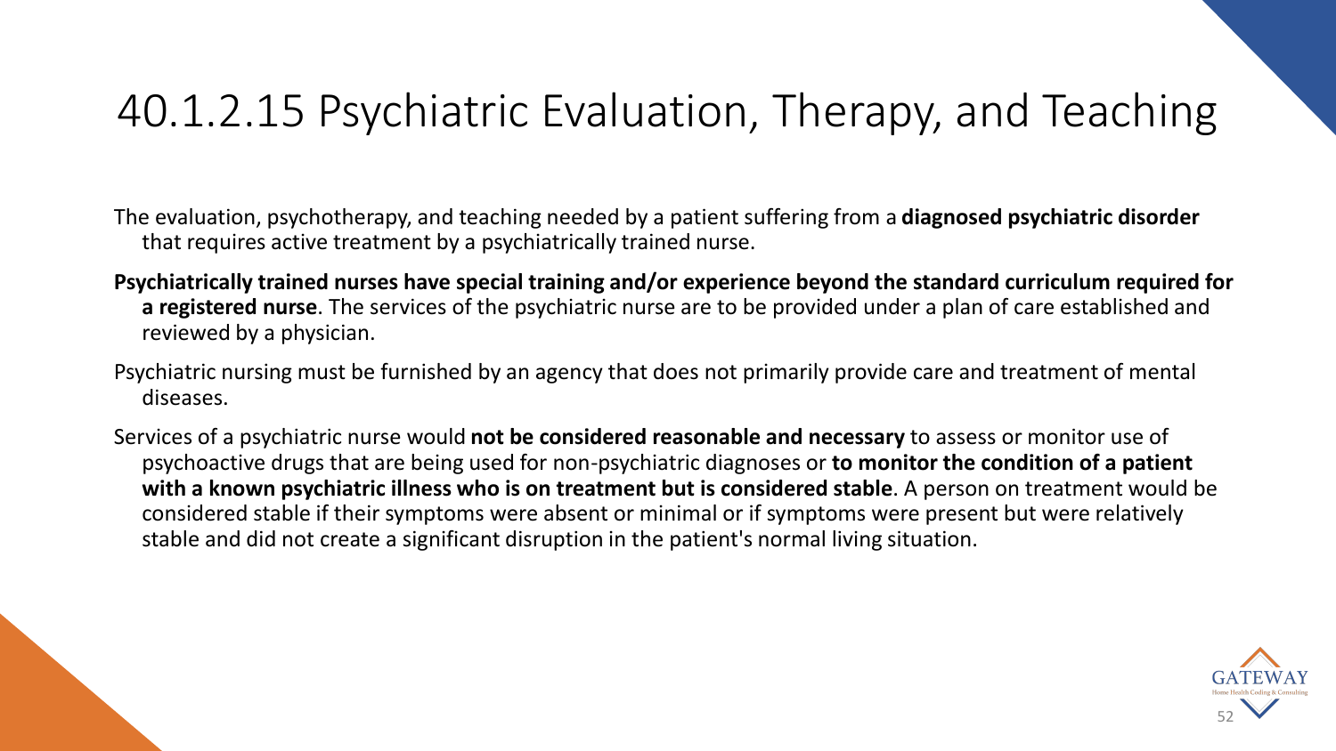# 40.1.2.15 Psychiatric Evaluation, Therapy, and Teaching

The evaluation, psychotherapy, and teaching needed by a patient suffering from a **diagnosed psychiatric disorder** that requires active treatment by a psychiatrically trained nurse.

**Psychiatrically trained nurses have special training and/or experience beyond the standard curriculum required for a registered nurse**. The services of the psychiatric nurse are to be provided under a plan of care established and reviewed by a physician.

Psychiatric nursing must be furnished by an agency that does not primarily provide care and treatment of mental diseases.

Services of a psychiatric nurse would **not be considered reasonable and necessary** to assess or monitor use of psychoactive drugs that are being used for non-psychiatric diagnoses or **to monitor the condition of a patient with a known psychiatric illness who is on treatment but is considered stable**. A person on treatment would be considered stable if their symptoms were absent or minimal or if symptoms were present but were relatively stable and did not create a significant disruption in the patient's normal living situation.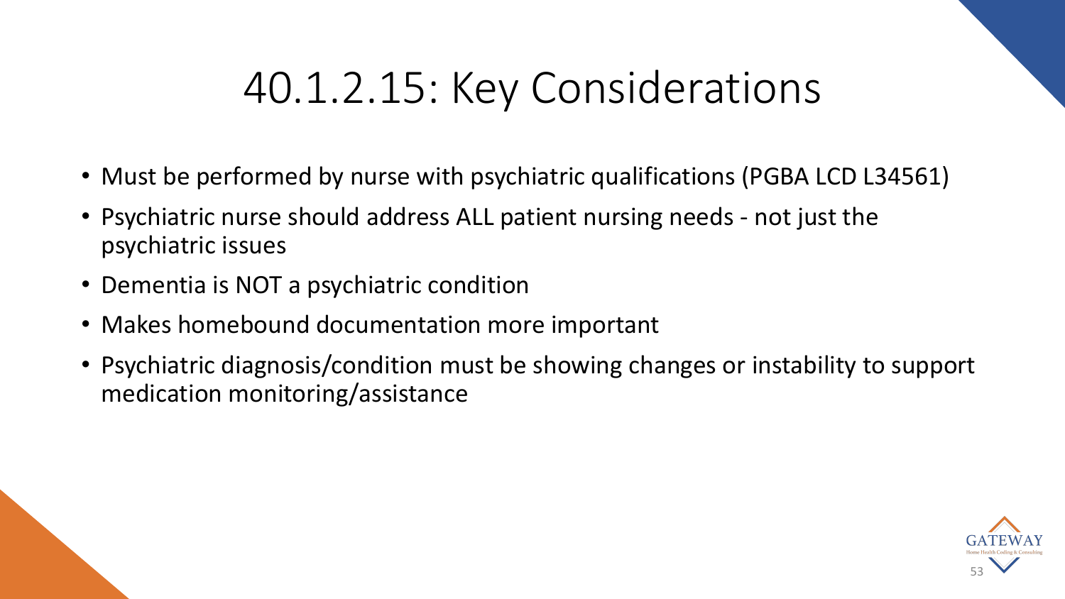# 40.1.2.15: Key Considerations

- Must be performed by nurse with psychiatric qualifications (PGBA LCD L34561)
- Psychiatric nurse should address ALL patient nursing needs - not just the psychiatric issues
- Dementia is NOT a psychiatric condition
- Makes homebound documentation more important
- Psychiatric diagnosis/condition must be showing changes or instability to support medication monitoring/assistance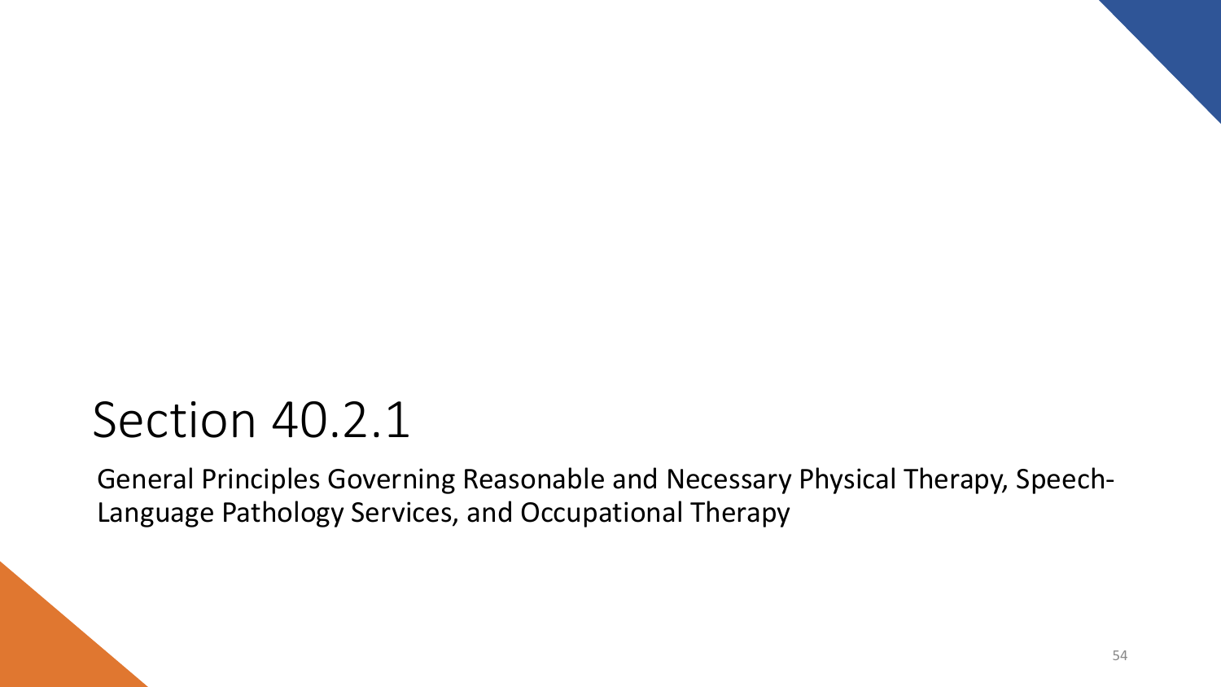# Section 40.2.1

General Principles Governing Reasonable and Necessary Physical Therapy, Speech-Language Pathology Services, and Occupational Therapy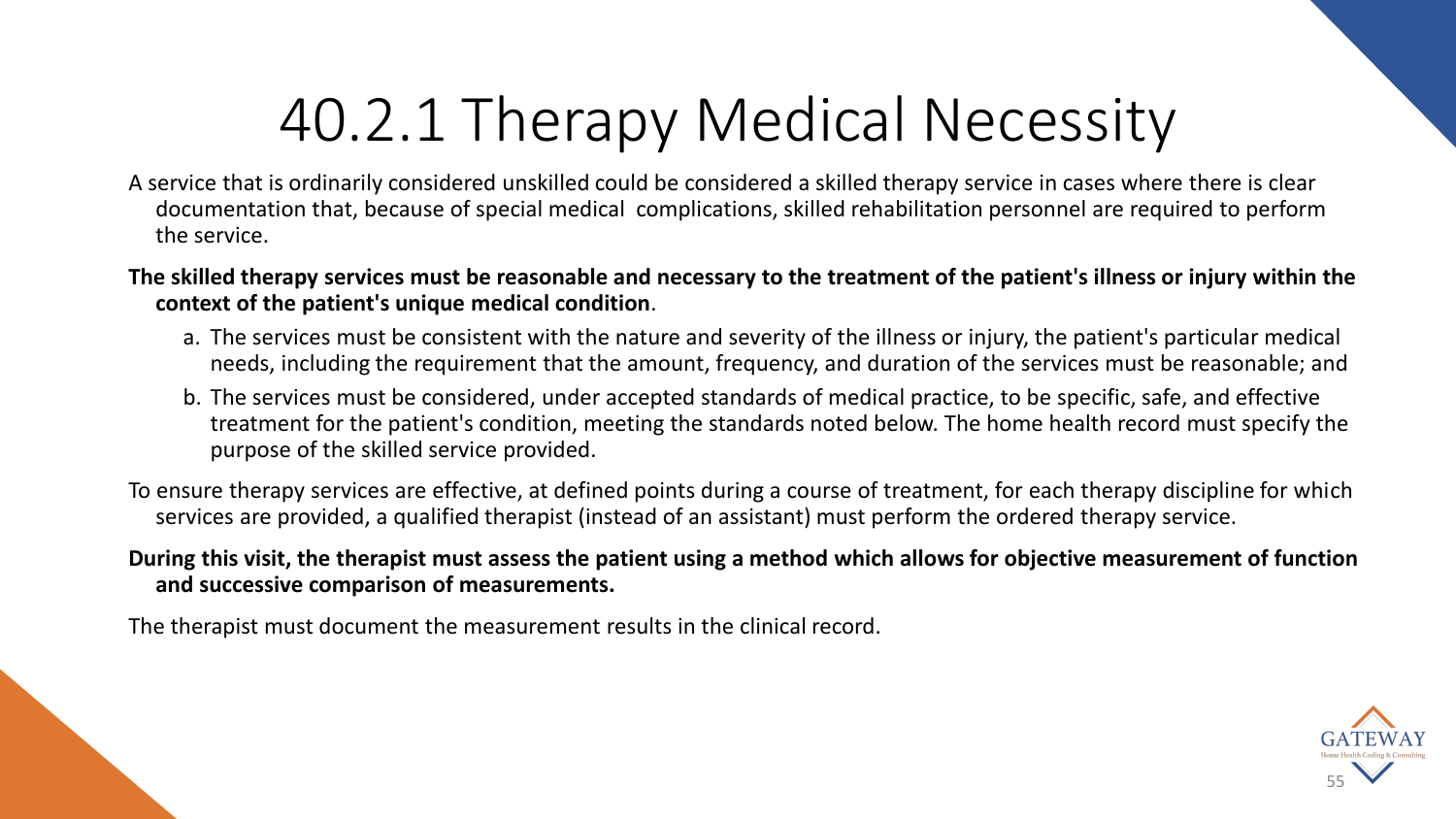# 40.2.1 Therapy Medical Necessity

A service that is ordinarily considered unskilled could be considered a skilled therapy service in cases where there is clear documentation that, because of special medical complications, skilled rehabilitation personnel are required to perform the service.

**The skilled therapy services must be reasonable and necessary to the treatment of the patient's illness or injury within the context of the patient's unique medical condition**.

a. The services must be consistent with the nature and severity of the illness or injury, the patient's particular medical needs, including the requirement that the amount, frequency, and duration of the services must be reasonable; and

b. The services must be considered, under accepted standards of medical practice, to be specific, safe, and effective treatment for the patient's condition, meeting the standards noted below. The home health record must specify the purpose of the skilled service provided.

To ensure therapy services are effective, at defined points during a course of treatment, for each therapy discipline for which services are provided, a qualified therapist (instead of an assistant) must perform the ordered therapy service.

**During this visit, the therapist must assess the patient using a method which allows for objective measurement of function and successive comparison of measurements.**

The therapist must document the measurement results in the clinical record.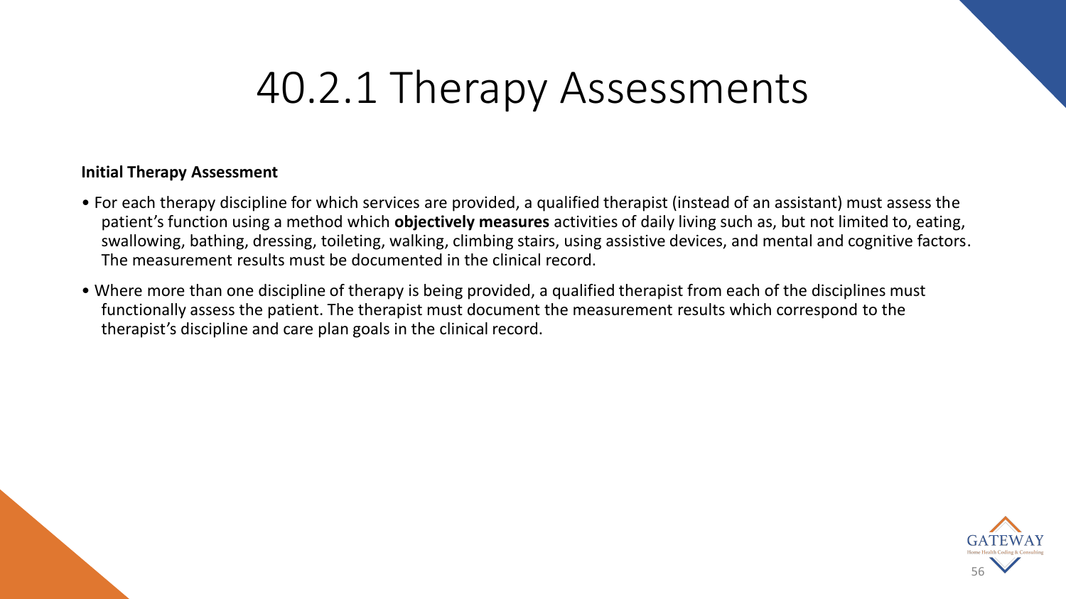# 40.2.1 Therapy Assessments

**Initial Therapy Assessment**

- For each therapy discipline for which services are provided, a qualified therapist (instead of an assistant) must assess the patient's function using a method which **objectively measures** activities of daily living such as, but not limited to, eating, swallowing, bathing, dressing, toileting, walking, climbing stairs, using assistive devices, and mental and cognitive factors. The measurement results must be documented in the clinical record.
- Where more than one discipline of therapy is being provided, a qualified therapist from each of the disciplines must functionally assess the patient. The therapist must document the measurement results which correspond to the therapist's discipline and care plan goals in the clinical record.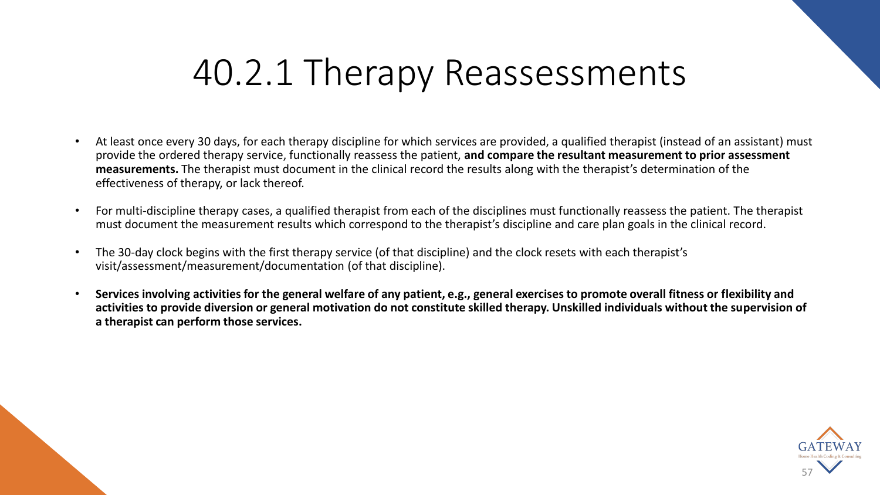# 40.2.1 Therapy Reassessments

- At least once every 30 days, for each therapy discipline for which services are provided, a qualified therapist (instead of an assistant) must provide the ordered therapy service, functionally reassess the patient, **and compare the resultant measurement to prior assessment measurements.** The therapist must document in the clinical record the results along with the therapist's determination of the effectiveness of therapy, or lack thereof.
- For multi-discipline therapy cases, a qualified therapist from each of the disciplines must functionally reassess the patient. The therapist must document the measurement results which correspond to the therapist's discipline and care plan goals in the clinical record.
- The 30-day clock begins with the first therapy service (of that discipline) and the clock resets with each therapist's visit/assessment/measurement/documentation (of that discipline).
- **Services involving activities for the general welfare of any patient, e.g., general exercises to promote overall fitness or flexibility and activities to provide diversion or general motivation do not constitute skilled therapy. Unskilled individuals without the supervision of a therapist can perform those services.**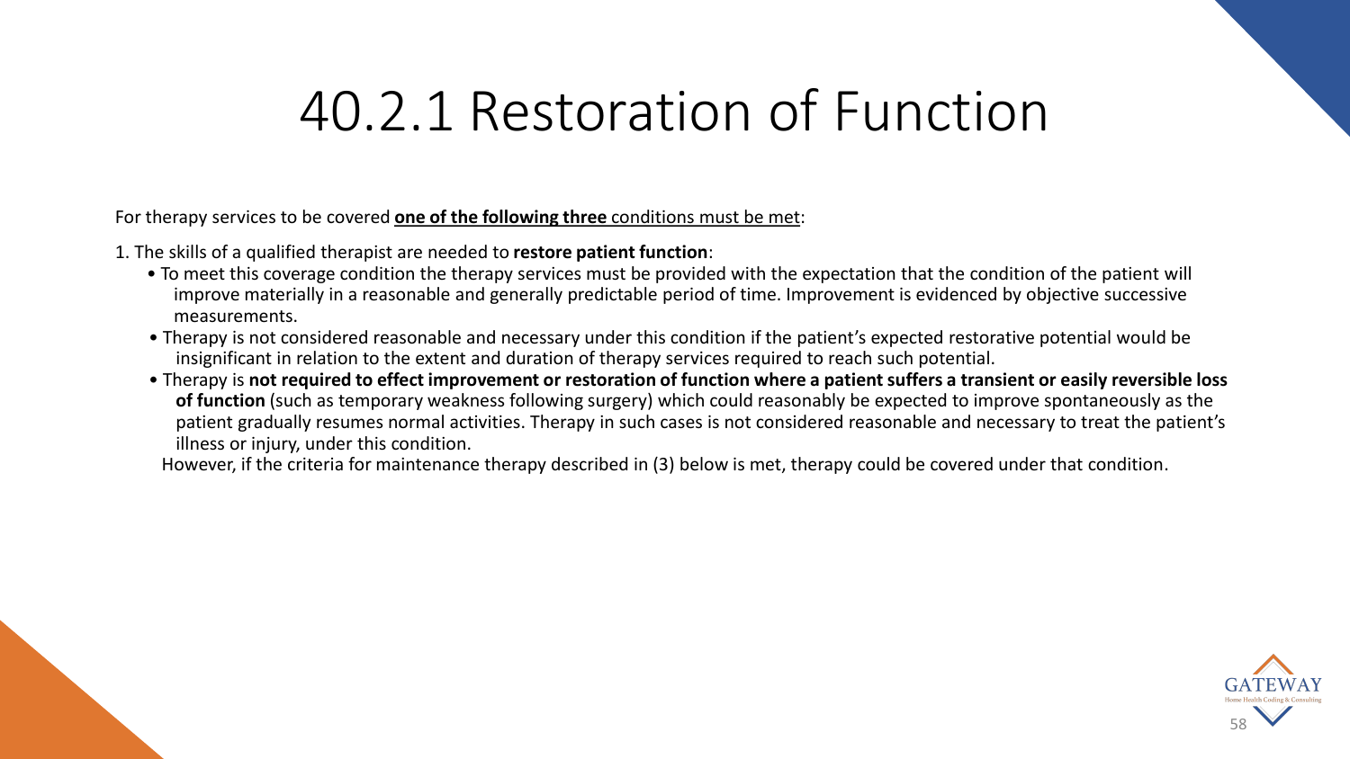# 40.2.1 Restoration of Function

For therapy services to be covered **one of the following three** conditions must be met:

1. The skills of a qualified therapist are needed to **restore patient function**:
   - To meet this coverage condition the therapy services must be provided with the expectation that the condition of the patient will improve materially in a reasonable and generally predictable period of time. Improvement is evidenced by objective successive measurements.
   - Therapy is not considered reasonable and necessary under this condition if the patient's expected restorative potential would be insignificant in relation to the extent and duration of therapy services required to reach such potential.
   - Therapy is **not required to effect improvement or restoration of function where a patient suffers a transient or easily reversible loss of function** (such as temporary weakness following surgery) which could reasonably be expected to improve spontaneously as the patient gradually resumes normal activities. Therapy in such cases is not considered reasonable and necessary to treat the patient's illness or injury, under this condition.

   However, if the criteria for maintenance therapy described in (3) below is met, therapy could be covered under that condition.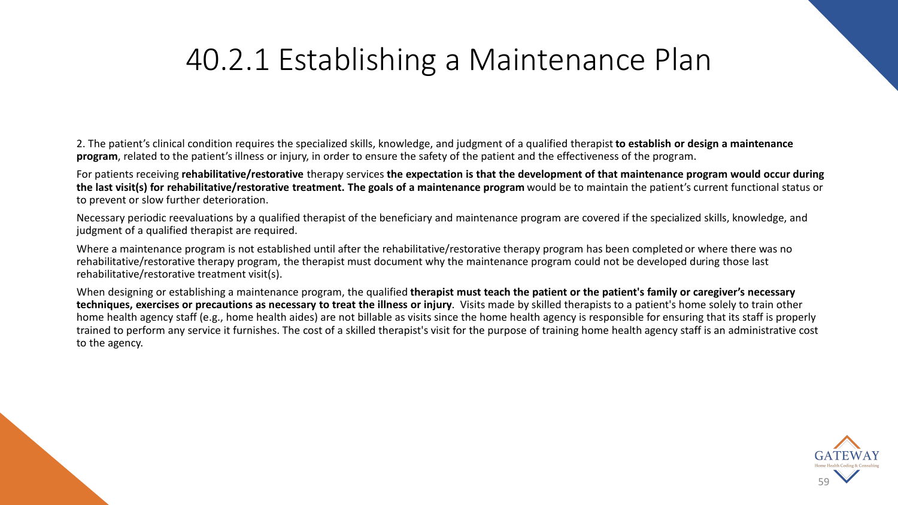# 40.2.1 Establishing a Maintenance Plan

2. The patient's clinical condition requires the specialized skills, knowledge, and judgment of a qualified therapist **to establish or design a maintenance program**, related to the patient's illness or injury, in order to ensure the safety of the patient and the effectiveness of the program.

For patients receiving **rehabilitative/restorative** therapy services **the expectation is that the development of that maintenance program would occur during the last visit(s) for rehabilitative/restorative treatment. The goals of a maintenance program** would be to maintain the patient's current functional status or to prevent or slow further deterioration.

Necessary periodic reevaluations by a qualified therapist of the beneficiary and maintenance program are covered if the specialized skills, knowledge, and judgment of a qualified therapist are required.

Where a maintenance program is not established until after the rehabilitative/restorative therapy program has been completed or where there was no rehabilitative/restorative therapy program, the therapist must document why the maintenance program could not be developed during those last rehabilitative/restorative treatment visit(s).

When designing or establishing a maintenance program, the qualified **therapist must teach the patient or the patient's family or caregiver's necessary techniques, exercises or precautions as necessary to treat the illness or injury**. Visits made by skilled therapists to a patient's home solely to train other home health agency staff (e.g., home health aides) are not billable as visits since the home health agency is responsible for ensuring that its staff is properly trained to perform any service it furnishes. The cost of a skilled therapist's visit for the purpose of training home health agency staff is an administrative cost to the agency.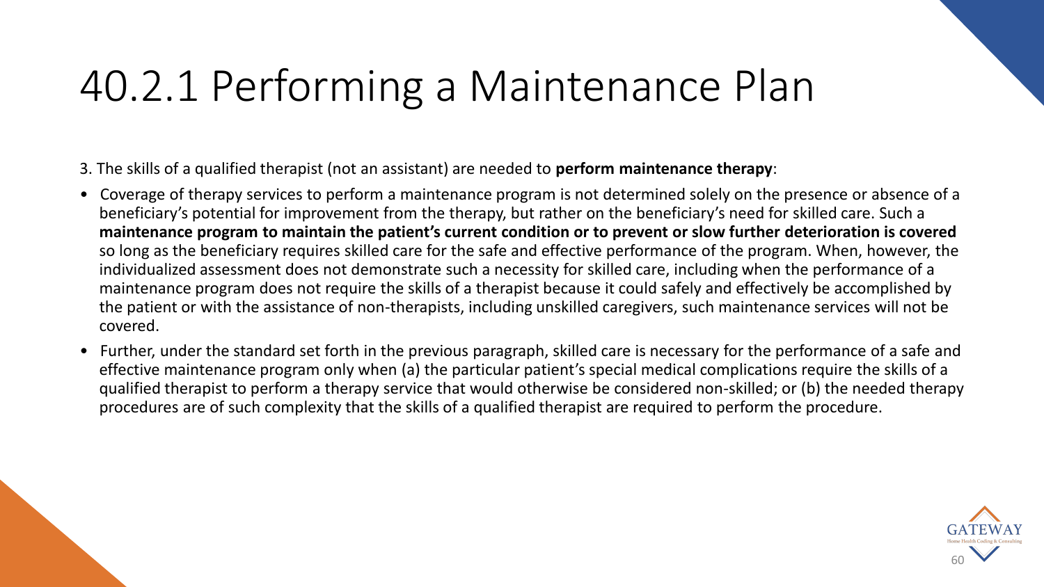# 40.2.1 Performing a Maintenance Plan

3. The skills of a qualified therapist (not an assistant) are needed to **perform maintenance therapy**:

- Coverage of therapy services to perform a maintenance program is not determined solely on the presence or absence of a beneficiary's potential for improvement from the therapy, but rather on the beneficiary's need for skilled care. Such a **maintenance program to maintain the patient's current condition or to prevent or slow further deterioration is covered** so long as the beneficiary requires skilled care for the safe and effective performance of the program. When, however, the individualized assessment does not demonstrate such a necessity for skilled care, including when the performance of a maintenance program does not require the skills of a therapist because it could safely and effectively be accomplished by the patient or with the assistance of non-therapists, including unskilled caregivers, such maintenance services will not be covered.
- Further, under the standard set forth in the previous paragraph, skilled care is necessary for the performance of a safe and effective maintenance program only when (a) the particular patient's special medical complications require the skills of a qualified therapist to perform a therapy service that would otherwise be considered non-skilled; or (b) the needed therapy procedures are of such complexity that the skills of a qualified therapist are required to perform the procedure.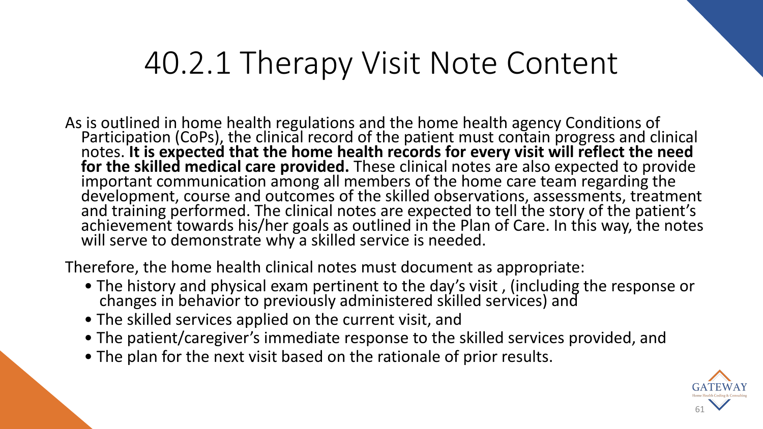# 40.2.1 Therapy Visit Note Content

As is outlined in home health regulations and the home health agency Conditions of Participation (CoPs), the clinical record of the patient must contain progress and clinical notes. **It is expected that the home health records for every visit will reflect the need for the skilled medical care provided.** These clinical notes are also expected to provide important communication among all members of the home care team regarding the development, course and outcomes of the skilled observations, assessments, treatment and training performed. The clinical notes are expected to tell the story of the patient's achievement towards his/her goals as outlined in the Plan of Care. In this way, the notes will serve to demonstrate why a skilled service is needed.

Therefore, the home health clinical notes must document as appropriate:

- The history and physical exam pertinent to the day's visit , (including the response or changes in behavior to previously administered skilled services) and
- The skilled services applied on the current visit, and
- The patient/caregiver's immediate response to the skilled services provided, and
- The plan for the next visit based on the rationale of prior results.

GATEWAY
Home Health Coding & Consulting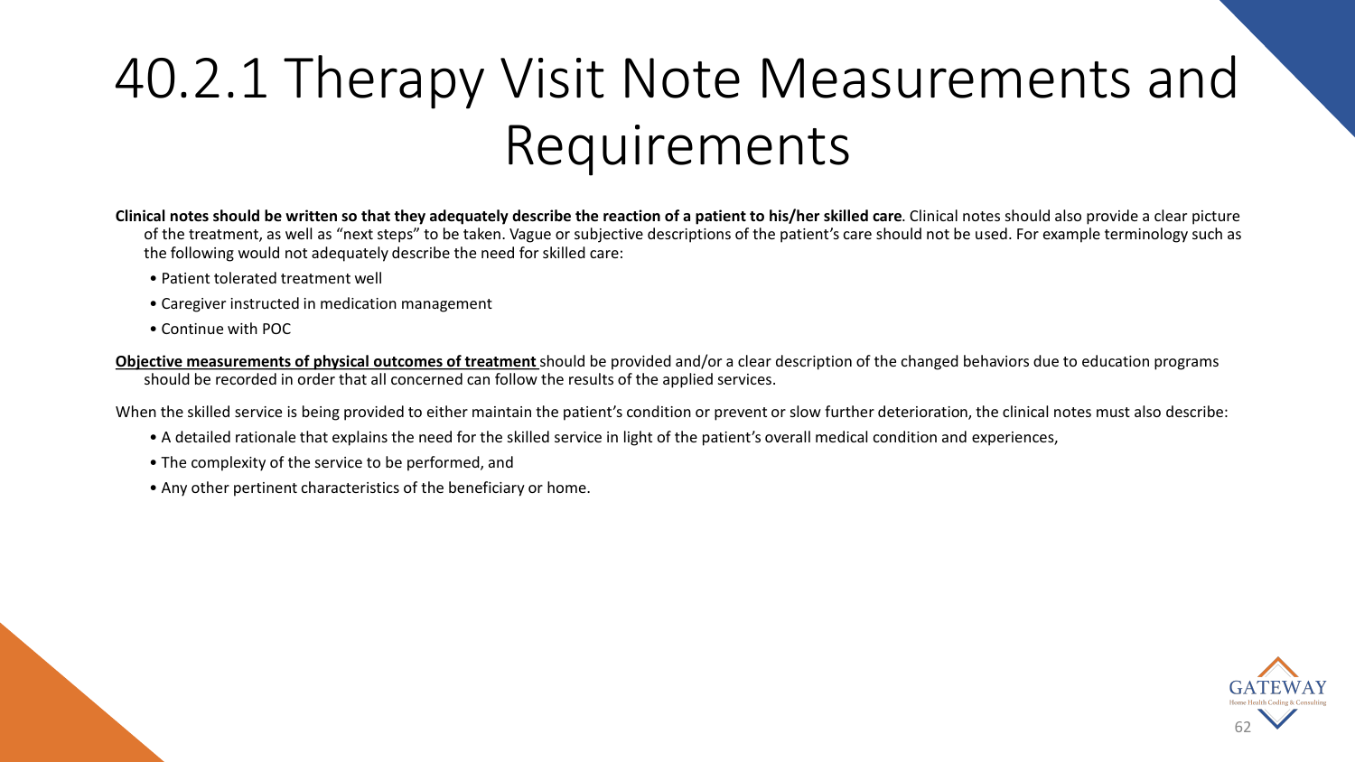# 40.2.1 Therapy Visit Note Measurements and Requirements

**Clinical notes should be written so that they adequately describe the reaction of a patient to his/her skilled care**. Clinical notes should also provide a clear picture of the treatment, as well as "next steps" to be taken. Vague or subjective descriptions of the patient's care should not be used. For example terminology such as the following would not adequately describe the need for skilled care:

- Patient tolerated treatment well
- Caregiver instructed in medication management
- Continue with POC

**<u>Objective measurements of physical outcomes of treatment</u>** should be provided and/or a clear description of the changed behaviors due to education programs should be recorded in order that all concerned can follow the results of the applied services.

When the skilled service is being provided to either maintain the patient's condition or prevent or slow further deterioration, the clinical notes must also describe:

- A detailed rationale that explains the need for the skilled service in light of the patient's overall medical condition and experiences,
- The complexity of the service to be performed, and
- Any other pertinent characteristics of the beneficiary or home.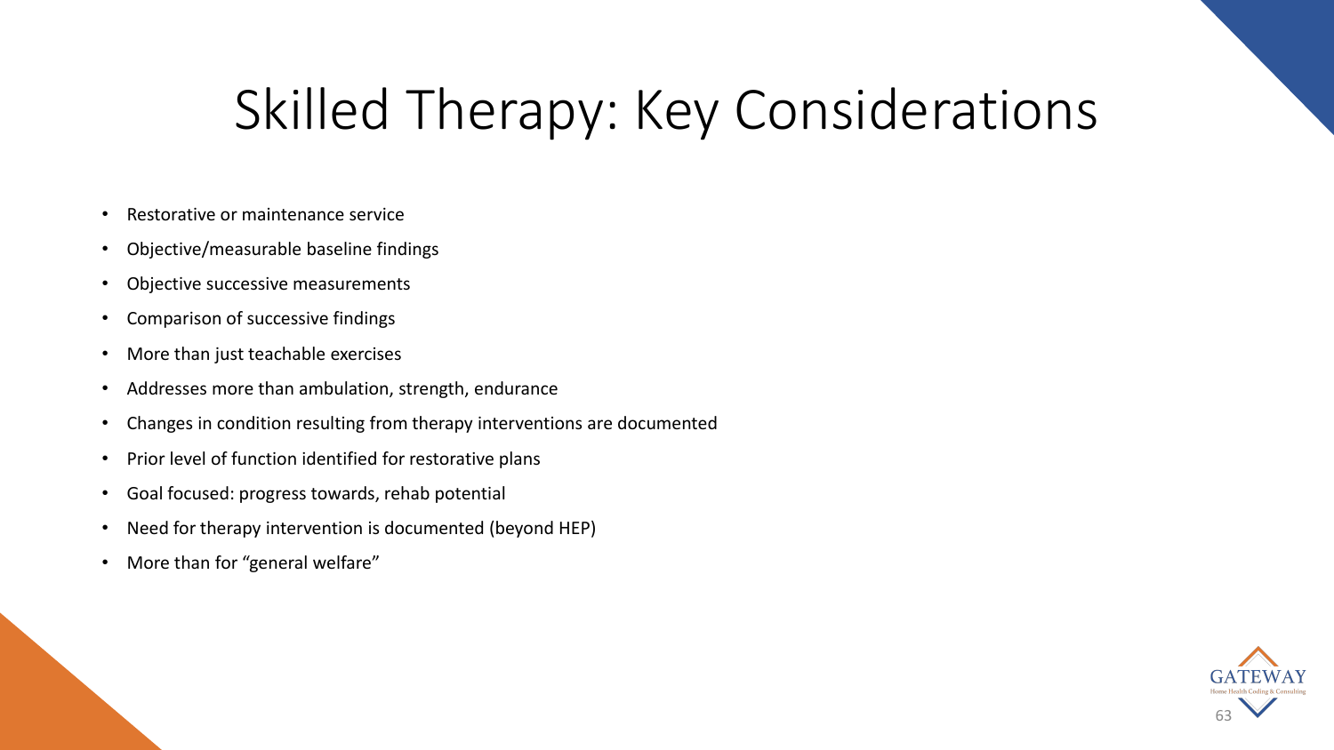# Skilled Therapy: Key Considerations

- Restorative or maintenance service
- Objective/measurable baseline findings
- Objective successive measurements
- Comparison of successive findings
- More than just teachable exercises
- Addresses more than ambulation, strength, endurance
- Changes in condition resulting from therapy interventions are documented
- Prior level of function identified for restorative plans
- Goal focused: progress towards, rehab potential
- Need for therapy intervention is documented (beyond HEP)
- More than for "general welfare"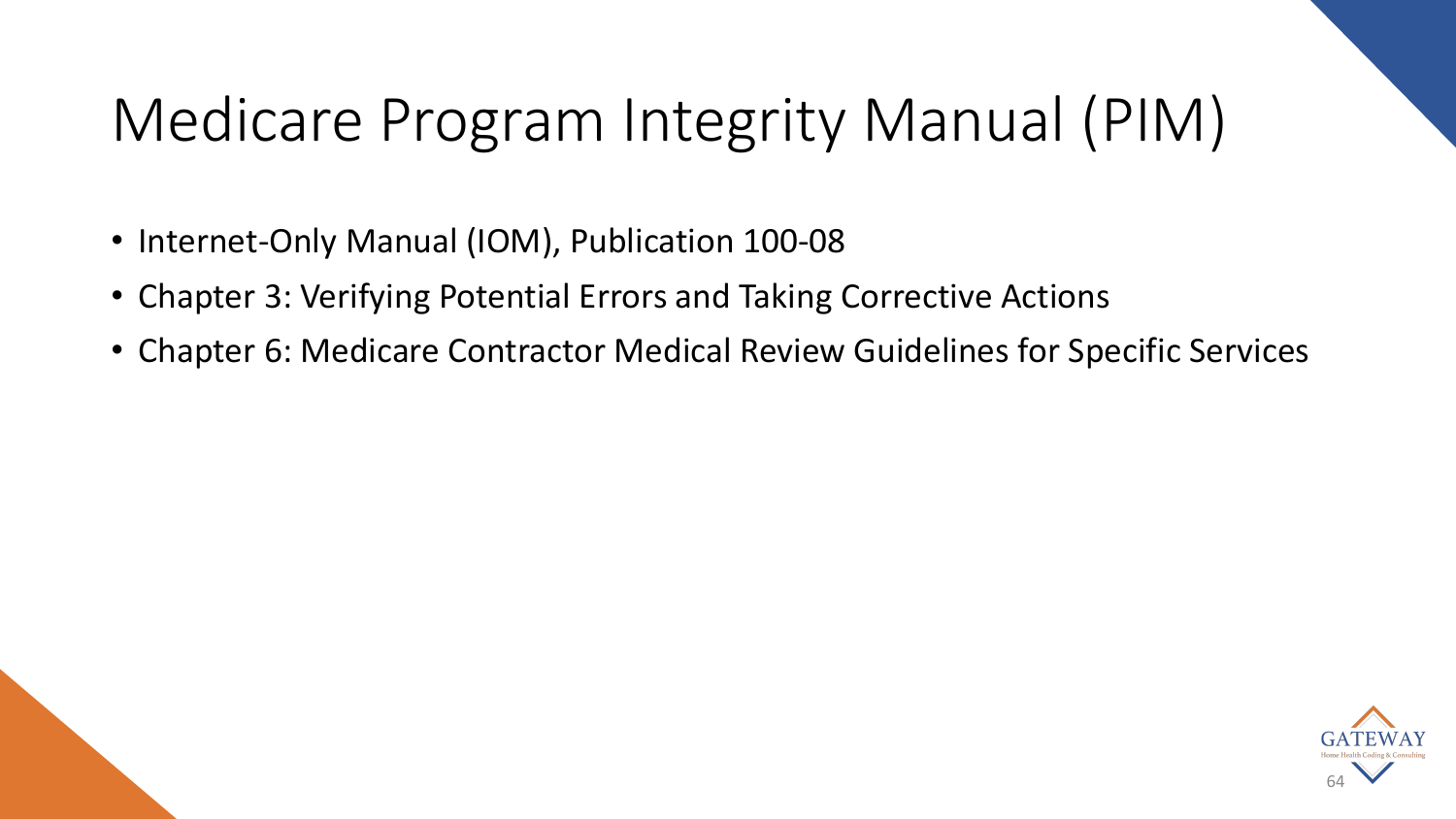# Medicare Program Integrity Manual (PIM)

- Internet-Only Manual (IOM), Publication 100-08
- Chapter 3: Verifying Potential Errors and Taking Corrective Actions
- Chapter 6: Medicare Contractor Medical Review Guidelines for Specific Services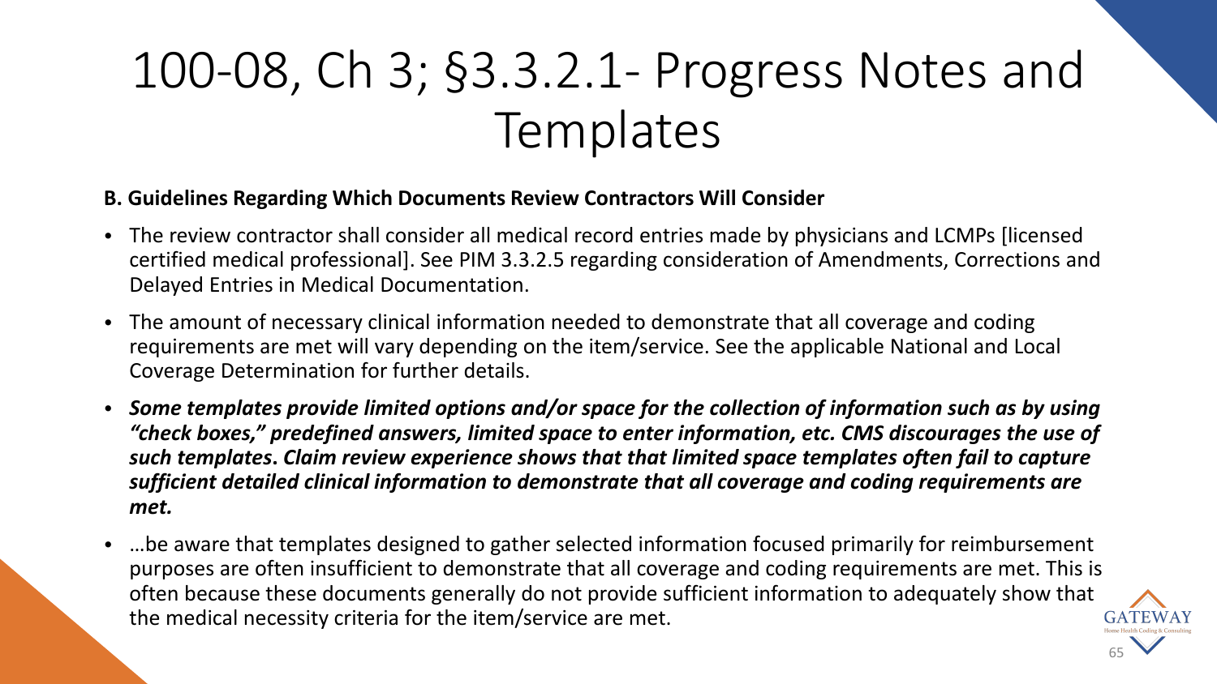# 100-08, Ch 3; §3.3.2.1- Progress Notes and Templates

**B. Guidelines Regarding Which Documents Review Contractors Will Consider**

- The review contractor shall consider all medical record entries made by physicians and LCMPs [licensed certified medical professional]. See PIM 3.3.2.5 regarding consideration of Amendments, Corrections and Delayed Entries in Medical Documentation.
- The amount of necessary clinical information needed to demonstrate that all coverage and coding requirements are met will vary depending on the item/service. See the applicable National and Local Coverage Determination for further details.
- ***Some templates provide limited options and/or space for the collection of information such as by using "check boxes," predefined answers, limited space to enter information, etc. CMS discourages the use of such templates. Claim review experience shows that that limited space templates often fail to capture sufficient detailed clinical information to demonstrate that all coverage and coding requirements are met.***
- …be aware that templates designed to gather selected information focused primarily for reimbursement purposes are often insufficient to demonstrate that all coverage and coding requirements are met. This is often because these documents generally do not provide sufficient information to adequately show that the medical necessity criteria for the item/service are met.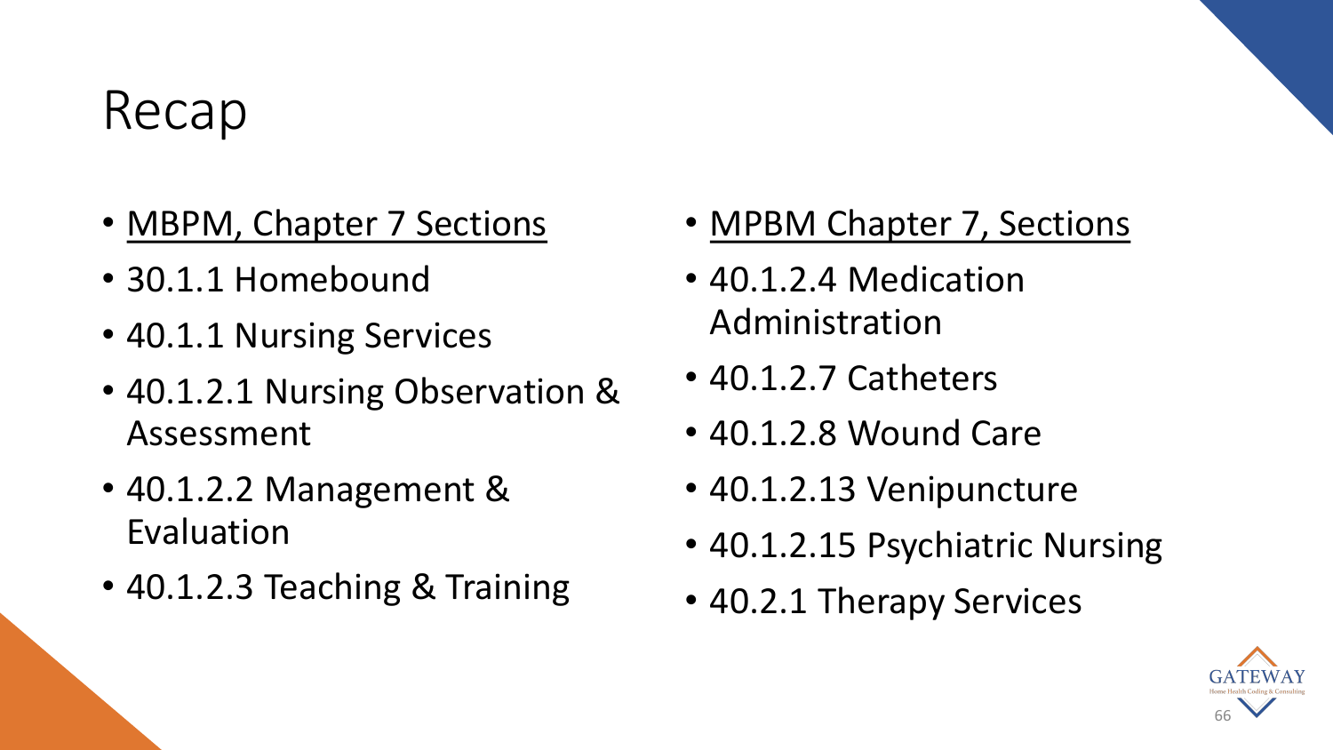# Recap

- <u>MBPM, Chapter 7 Sections</u>
- 30.1.1 Homebound
- 40.1.1 Nursing Services
- 40.1.2.1 Nursing Observation & Assessment
- 40.1.2.2 Management & Evaluation
- 40.1.2.3 Teaching & Training

- <u>MPBM Chapter 7, Sections</u>
- 40.1.2.4 Medication Administration
- 40.1.2.7 Catheters
- 40.1.2.8 Wound Care
- 40.1.2.13 Venipuncture
- 40.1.2.15 Psychiatric Nursing
- 40.2.1 Therapy Services

GATEWAY
Home Health Coding & Consulting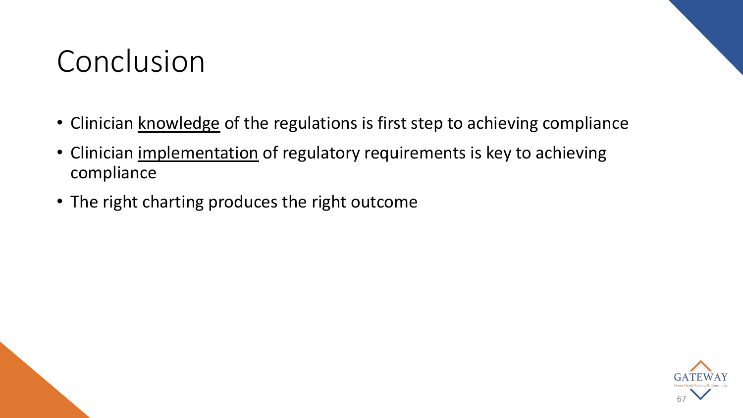# Conclusion

- Clinician <u>knowledge</u> of the regulations is first step to achieving compliance
- Clinician <u>implementation</u> of regulatory requirements is key to achieving compliance
- The right charting produces the right outcome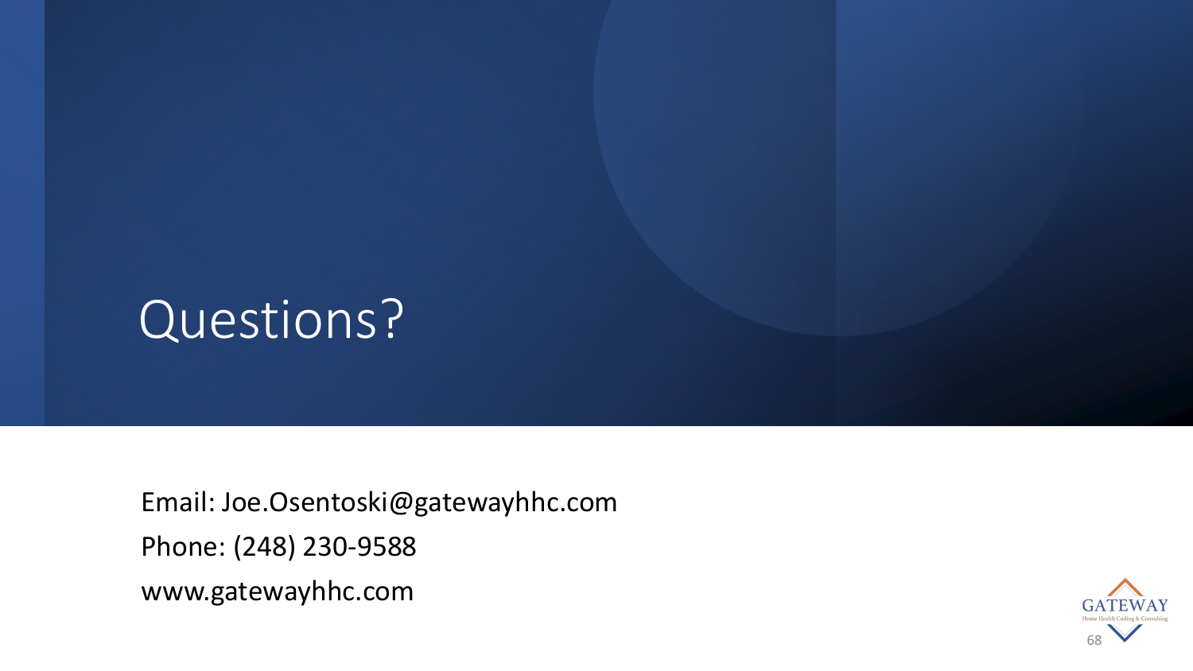# Questions?

Email: Joe.Osentoski@gatewayhhc.com

Phone: (248) 230-9588

www.gatewayhhc.com

GATEWAY
Home Health Coding & Consulting